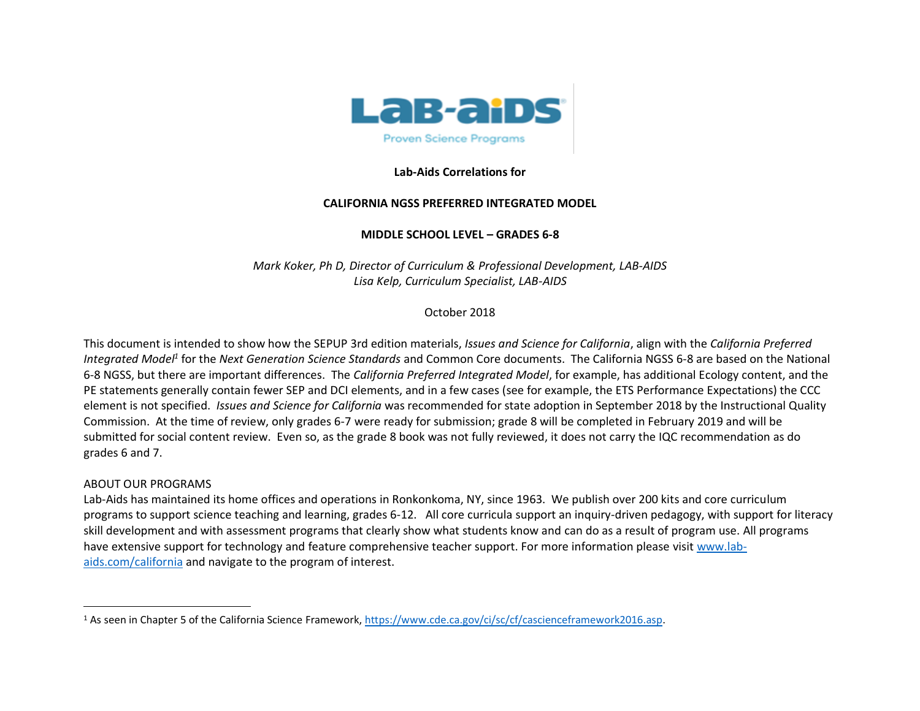**Lab-Aids Correlations for**

**CALIFORNIA NGSS PREFERRED INTEGRATED MODEL**

**MIDDLE SCHOOL LEVEL – GRADES 6-8**

*Mark Koker, Ph D, Director of Curriculum & Professional Development, LAB-AIDS*
*Lisa Kelp, Curriculum Specialist, LAB-AIDS*

October 2018

This document is intended to show how the SEPUP 3rd edition materials, *Issues and Science for California*, align with the *California Preferred Integrated Model*[1] for the *Next Generation Science Standards* and Common Core documents. The California NGSS 6-8 are based on the National 6-8 NGSS, but there are important differences. The *California Preferred Integrated Model*, for example, has additional Ecology content, and the PE statements generally contain fewer SEP and DCI elements, and in a few cases (see for example, the ETS Performance Expectations) the CCC element is not specified. *Issues and Science for California* was recommended for state adoption in September 2018 by the Instructional Quality Commission. At the time of review, only grades 6-7 were ready for submission; grade 8 will be completed in February 2019 and will be submitted for social content review. Even so, as the grade 8 book was not fully reviewed, it does not carry the IQC recommendation as do grades 6 and 7.

ABOUT OUR PROGRAMS

Lab-Aids has maintained its home offices and operations in Ronkonkoma, NY, since 1963. We publish over 200 kits and core curriculum programs to support science teaching and learning, grades 6-12. All core curricula support an inquiry-driven pedagogy, with support for literacy skill development and with assessment programs that clearly show what students know and can do as a result of program use. All programs have extensive support for technology and feature comprehensive teacher support. For more information please visit [www.lab-aids.com/california](www.lab-aids.com/california) and navigate to the program of interest.

---

[1] As seen in Chapter 5 of the California Science Framework, [https://www.cde.ca.gov/ci/sc/cf/cascienceframework2016.asp](https://www.cde.ca.gov/ci/sc/cf/cascienceframework2016.asp).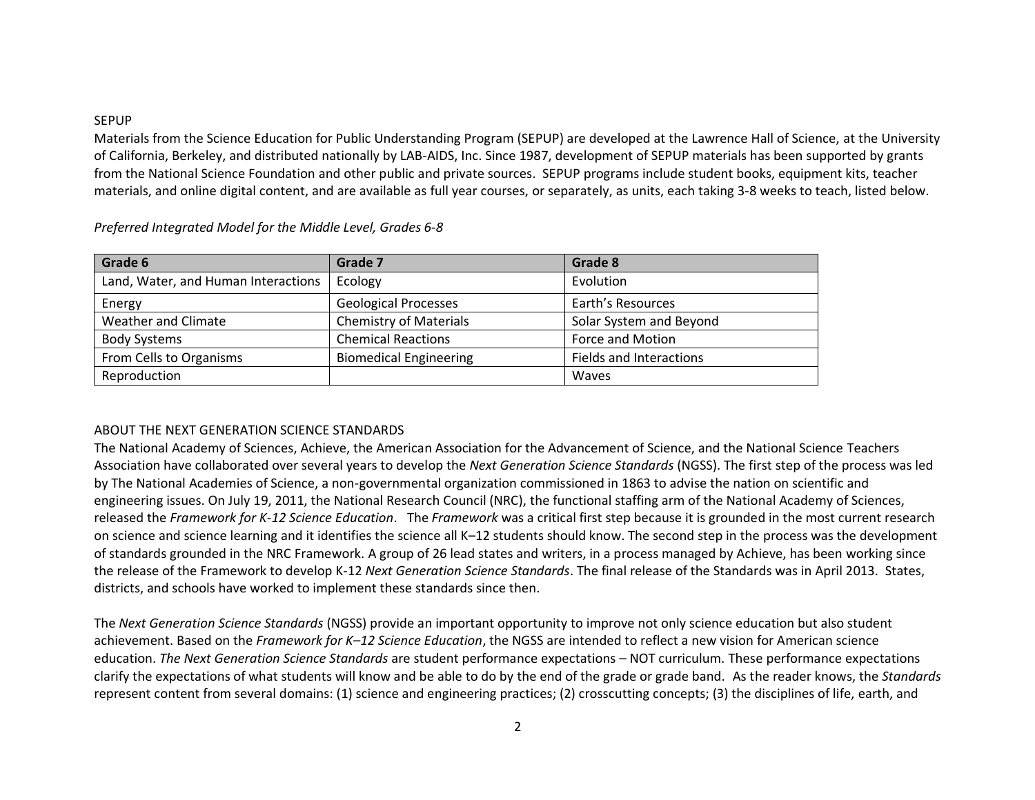## SEPUP

Materials from the Science Education for Public Understanding Program (SEPUP) are developed at the Lawrence Hall of Science, at the University of California, Berkeley, and distributed nationally by LAB-AIDS, Inc. Since 1987, development of SEPUP materials has been supported by grants from the National Science Foundation and other public and private sources. SEPUP programs include student books, equipment kits, teacher materials, and online digital content, and are available as full year courses, or separately, as units, each taking 3-8 weeks to teach, listed below.

*Preferred Integrated Model for the Middle Level, Grades 6-8*

| Grade 6 | Grade 7 | Grade 8 |
|---|---|---|
| Land, Water, and Human Interactions | Ecology | Evolution |
| Energy | Geological Processes | Earth's Resources |
| Weather and Climate | Chemistry of Materials | Solar System and Beyond |
| Body Systems | Chemical Reactions | Force and Motion |
| From Cells to Organisms | Biomedical Engineering | Fields and Interactions |
| Reproduction | | Waves |

## ABOUT THE NEXT GENERATION SCIENCE STANDARDS

The National Academy of Sciences, Achieve, the American Association for the Advancement of Science, and the National Science Teachers Association have collaborated over several years to develop the *Next Generation Science Standards* (NGSS). The first step of the process was led by The National Academies of Science, a non-governmental organization commissioned in 1863 to advise the nation on scientific and engineering issues. On July 19, 2011, the National Research Council (NRC), the functional staffing arm of the National Academy of Sciences, released the *Framework for K-12 Science Education*. The *Framework* was a critical first step because it is grounded in the most current research on science and science learning and it identifies the science all K–12 students should know. The second step in the process was the development of standards grounded in the NRC Framework. A group of 26 lead states and writers, in a process managed by Achieve, has been working since the release of the Framework to develop K-12 *Next Generation Science Standards*. The final release of the Standards was in April 2013. States, districts, and schools have worked to implement these standards since then.

The *Next Generation Science Standards* (NGSS) provide an important opportunity to improve not only science education but also student achievement. Based on the *Framework for K–12 Science Education*, the NGSS are intended to reflect a new vision for American science education. *The Next Generation Science Standards* are student performance expectations – NOT curriculum. These performance expectations clarify the expectations of what students will know and be able to do by the end of the grade or grade band. As the reader knows, the *Standards* represent content from several domains: (1) science and engineering practices; (2) crosscutting concepts; (3) the disciplines of life, earth, and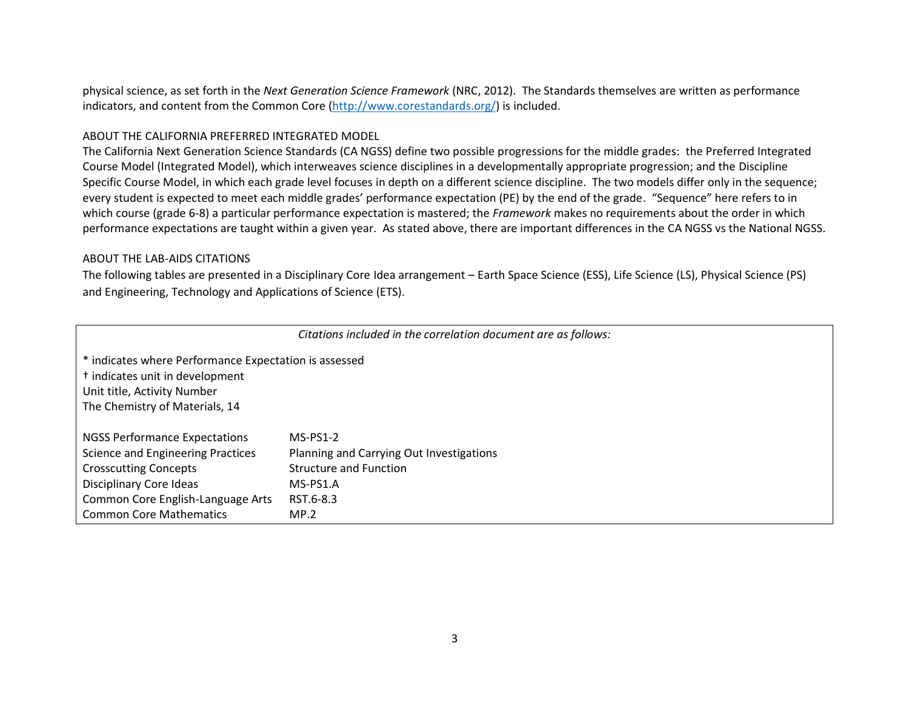physical science, as set forth in the *Next Generation Science Framework* (NRC, 2012). The Standards themselves are written as performance indicators, and content from the Common Core ([http://www.corestandards.org/](http://www.corestandards.org/)) is included.

## ABOUT THE CALIFORNIA PREFERRED INTEGRATED MODEL

The California Next Generation Science Standards (CA NGSS) define two possible progressions for the middle grades: the Preferred Integrated Course Model (Integrated Model), which interweaves science disciplines in a developmentally appropriate progression; and the Discipline Specific Course Model, in which each grade level focuses in depth on a different science discipline. The two models differ only in the sequence; every student is expected to meet each middle grades' performance expectation (PE) by the end of the grade. "Sequence" here refers to in which course (grade 6-8) a particular performance expectation is mastered; the *Framework* makes no requirements about the order in which performance expectations are taught within a given year. As stated above, there are important differences in the CA NGSS vs the National NGSS.

## ABOUT THE LAB-AIDS CITATIONS

The following tables are presented in a Disciplinary Core Idea arrangement – Earth Space Science (ESS), Life Science (LS), Physical Science (PS) and Engineering, Technology and Applications of Science (ETS).

*Citations included in the correlation document are as follows:*

\* indicates where Performance Expectation is assessed
† indicates unit in development
Unit title, Activity Number
The Chemistry of Materials, 14

| | |
|---|---|
| NGSS Performance Expectations | MS-PS1-2 |
| Science and Engineering Practices | Planning and Carrying Out Investigations |
| Crosscutting Concepts | Structure and Function |
| Disciplinary Core Ideas | MS-PS1.A |
| Common Core English-Language Arts | RST.6-8.3 |
| Common Core Mathematics | MP.2 |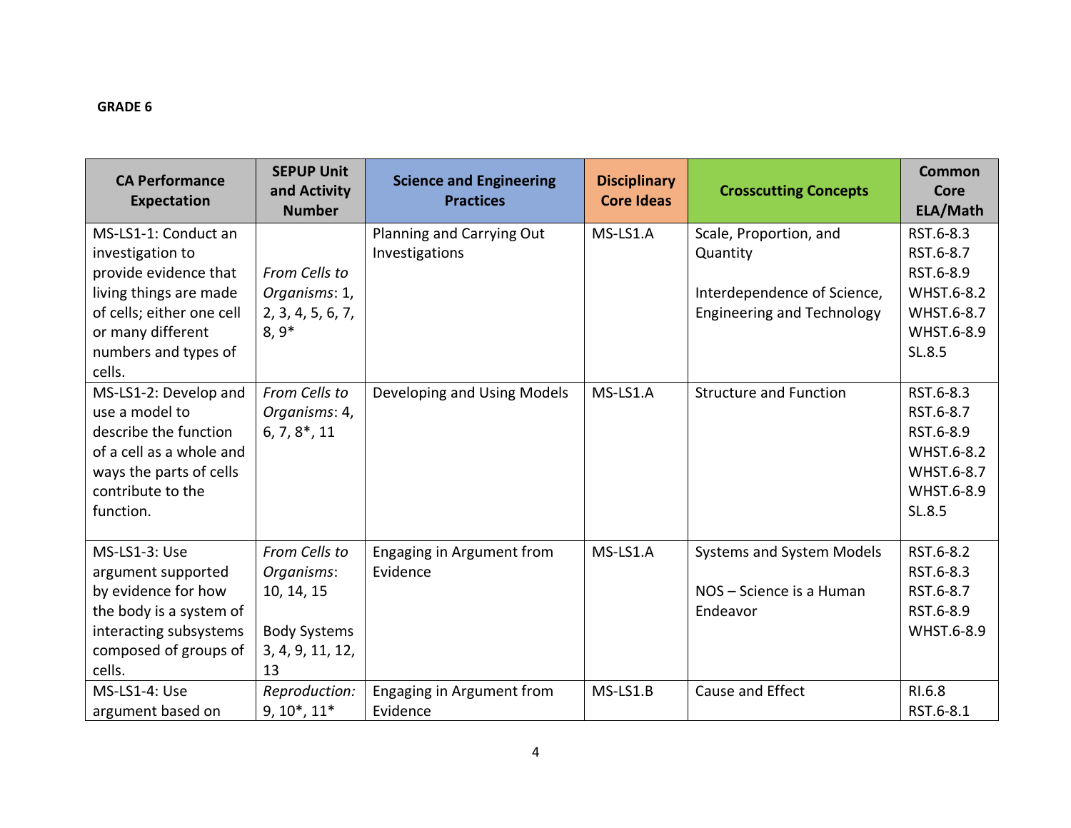**GRADE 6**

| CA Performance Expectation | SEPUP Unit and Activity Number | Science and Engineering Practices | Disciplinary Core Ideas | Crosscutting Concepts | Common Core ELA/Math |
|---|---|---|---|---|---|
| MS-LS1-1: Conduct an investigation to provide evidence that living things are made of cells; either one cell or many different numbers and types of cells. | *From Cells to Organisms*: 1, 2, 3, 4, 5, 6, 7, 8, 9* | Planning and Carrying Out Investigations | MS-LS1.A | Scale, Proportion, and Quantity<br><br>Interdependence of Science, Engineering and Technology | RST.6-8.3<br>RST.6-8.7<br>RST.6-8.9<br>WHST.6-8.2<br>WHST.6-8.7<br>WHST.6-8.9<br>SL.8.5 |
| MS-LS1-2: Develop and use a model to describe the function of a cell as a whole and ways the parts of cells contribute to the function. | *From Cells to Organisms*: 4, 6, 7, 8*, 11 | Developing and Using Models | MS-LS1.A | Structure and Function | RST.6-8.3<br>RST.6-8.7<br>RST.6-8.9<br>WHST.6-8.2<br>WHST.6-8.7<br>WHST.6-8.9<br>SL.8.5 |
| MS-LS1-3: Use argument supported by evidence for how the body is a system of interacting subsystems composed of groups of cells. | *From Cells to Organisms*: 10, 14, 15<br><br>Body Systems 3, 4, 9, 11, 12, 13 | Engaging in Argument from Evidence | MS-LS1.A | Systems and System Models<br><br>NOS – Science is a Human Endeavor | RST.6-8.2<br>RST.6-8.3<br>RST.6-8.7<br>RST.6-8.9<br>WHST.6-8.9 |
| MS-LS1-4: Use argument based on | *Reproduction:* 9, 10*, 11* | Engaging in Argument from Evidence | MS-LS1.B | Cause and Effect | RI.6.8<br>RST.6-8.1 |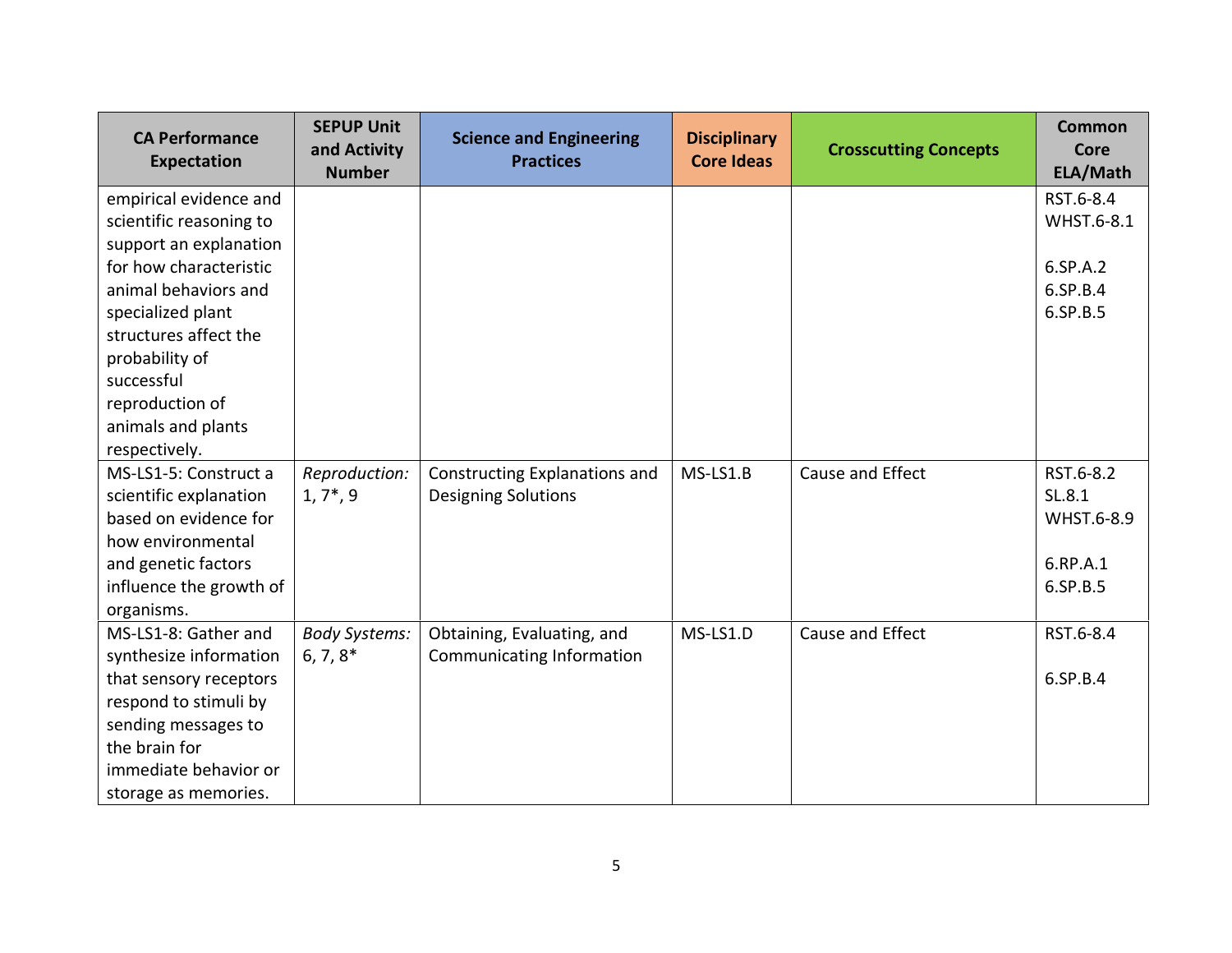| CA Performance Expectation | SEPUP Unit and Activity Number | Science and Engineering Practices | Disciplinary Core Ideas | Crosscutting Concepts | Common Core ELA/Math |
|---|---|---|---|---|---|
| empirical evidence and scientific reasoning to support an explanation for how characteristic animal behaviors and specialized plant structures affect the probability of successful reproduction of animals and plants respectively. | | | | | RST.6-8.4<br>WHST.6-8.1<br><br>6.SP.A.2<br>6.SP.B.4<br>6.SP.B.5 |
| MS-LS1-5: Construct a scientific explanation based on evidence for how environmental and genetic factors influence the growth of organisms. | *Reproduction:* 1, 7*, 9 | Constructing Explanations and Designing Solutions | MS-LS1.B | Cause and Effect | RST.6-8.2<br>SL.8.1<br>WHST.6-8.9<br><br>6.RP.A.1<br>6.SP.B.5 |
| MS-LS1-8: Gather and synthesize information that sensory receptors respond to stimuli by sending messages to the brain for immediate behavior or storage as memories. | *Body Systems:* 6, 7, 8* | Obtaining, Evaluating, and Communicating Information | MS-LS1.D | Cause and Effect | RST.6-8.4<br><br>6.SP.B.4 |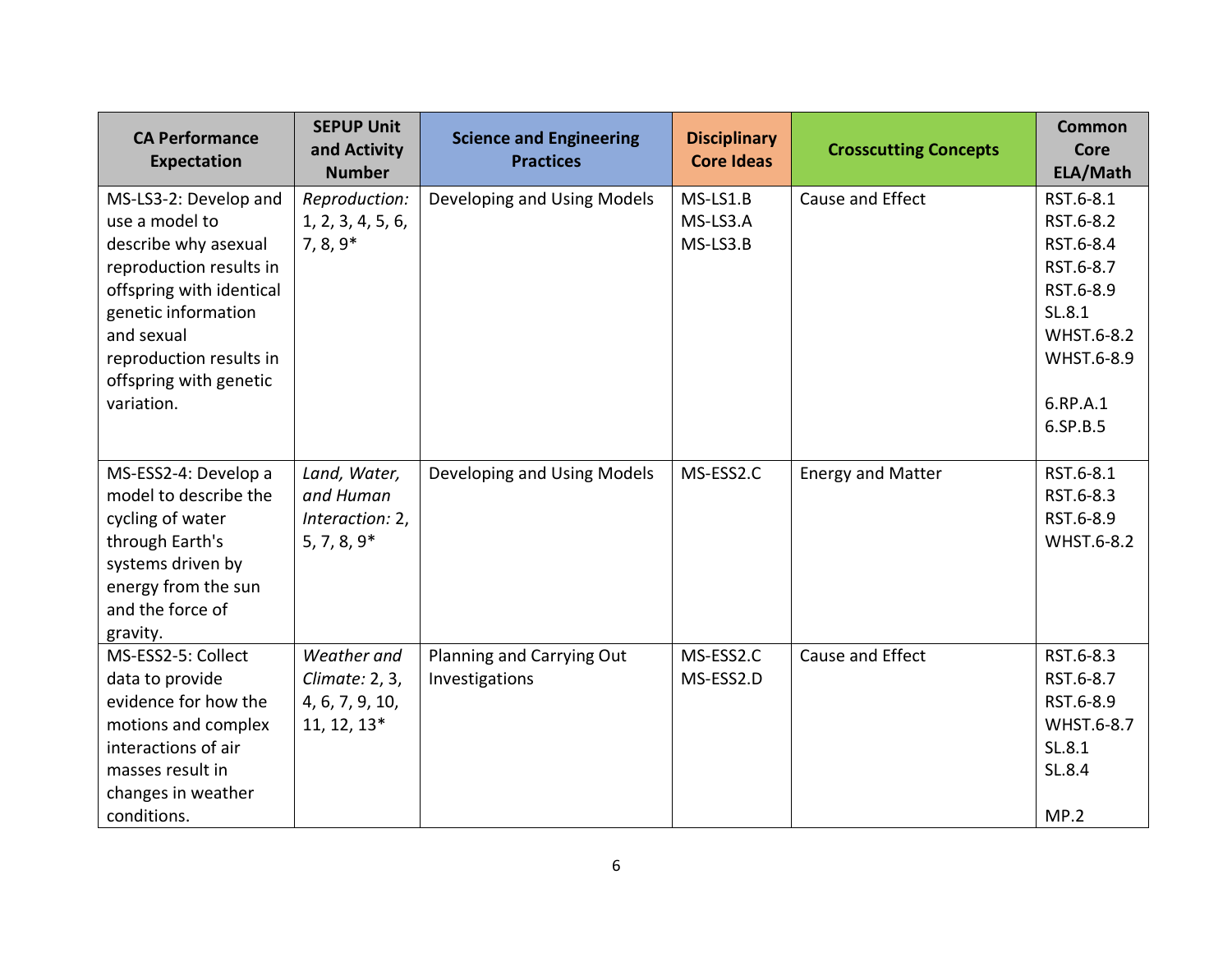| CA Performance Expectation | SEPUP Unit and Activity Number | Science and Engineering Practices | Disciplinary Core Ideas | Crosscutting Concepts | Common Core ELA/Math |
|---|---|---|---|---|---|
| MS-LS3-2: Develop and use a model to describe why asexual reproduction results in offspring with identical genetic information and sexual reproduction results in offspring with genetic variation. | *Reproduction:* 1, 2, 3, 4, 5, 6, 7, 8, 9* | Developing and Using Models | MS-LS1.B<br>MS-LS3.A<br>MS-LS3.B | Cause and Effect | RST.6-8.1<br>RST.6-8.2<br>RST.6-8.4<br>RST.6-8.7<br>RST.6-8.9<br>SL.8.1<br>WHST.6-8.2<br>WHST.6-8.9<br><br>6.RP.A.1<br>6.SP.B.5 |
| MS-ESS2-4: Develop a model to describe the cycling of water through Earth's systems driven by energy from the sun and the force of gravity. | *Land, Water, and Human Interaction:* 2, 5, 7, 8, 9* | Developing and Using Models | MS-ESS2.C | Energy and Matter | RST.6-8.1<br>RST.6-8.3<br>RST.6-8.9<br>WHST.6-8.2 |
| MS-ESS2-5: Collect data to provide evidence for how the motions and complex interactions of air masses result in changes in weather conditions. | *Weather and Climate:* 2, 3, 4, 6, 7, 9, 10, 11, 12, 13* | Planning and Carrying Out Investigations | MS-ESS2.C<br>MS-ESS2.D | Cause and Effect | RST.6-8.3<br>RST.6-8.7<br>RST.6-8.9<br>WHST.6-8.7<br>SL.8.1<br>SL.8.4<br><br>MP.2 |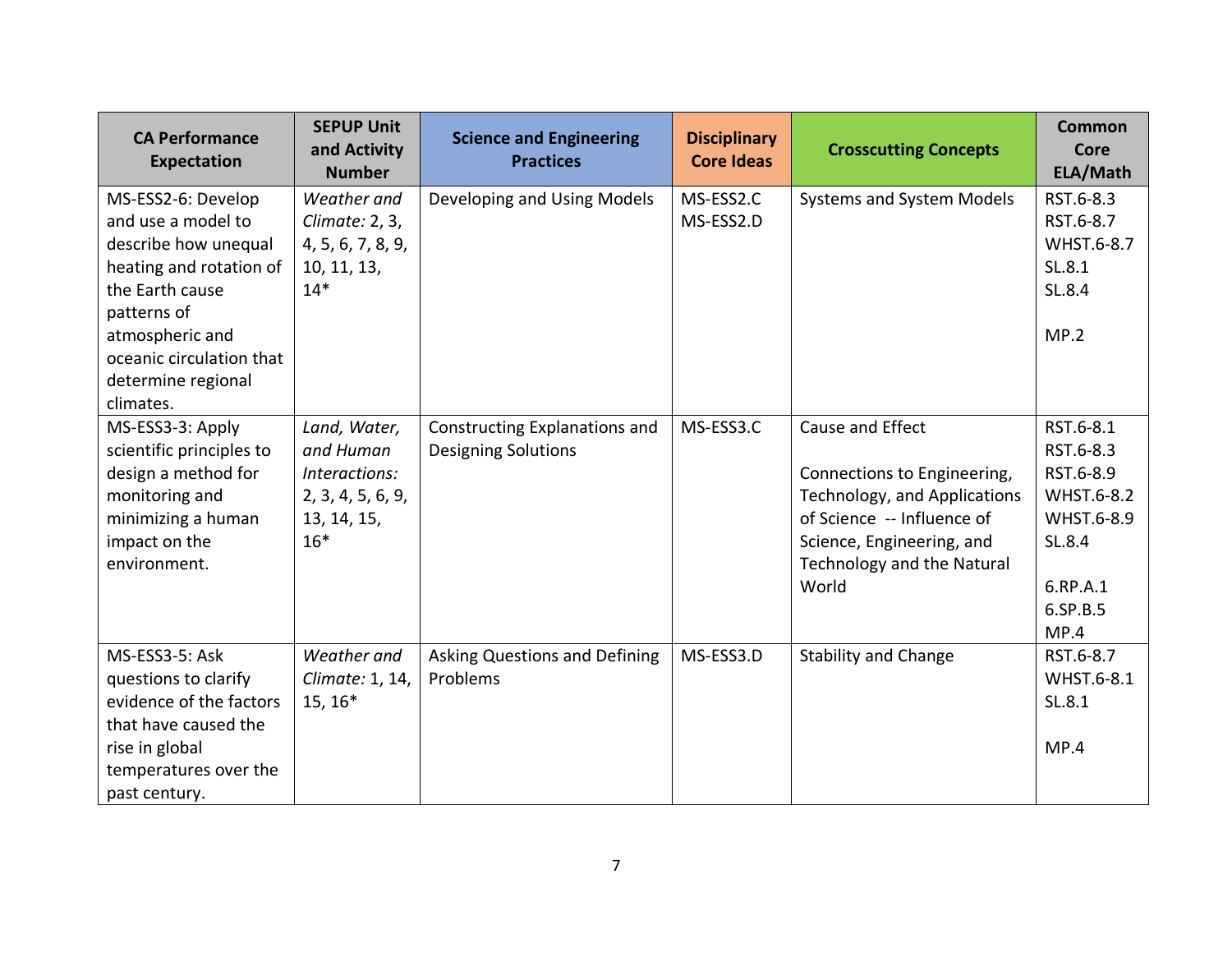| CA Performance Expectation | SEPUP Unit and Activity Number | Science and Engineering Practices | Disciplinary Core Ideas | Crosscutting Concepts | Common Core ELA/Math |
|---|---|---|---|---|---|
| MS-ESS2-6: Develop and use a model to describe how unequal heating and rotation of the Earth cause patterns of atmospheric and oceanic circulation that determine regional climates. | *Weather and Climate:* 2, 3, 4, 5, 6, 7, 8, 9, 10, 11, 13, 14* | Developing and Using Models | MS-ESS2.C<br>MS-ESS2.D | Systems and System Models | RST.6-8.3<br>RST.6-8.7<br>WHST.6-8.7<br>SL.8.1<br>SL.8.4<br><br>MP.2 |
| MS-ESS3-3: Apply scientific principles to design a method for monitoring and minimizing a human impact on the environment. | *Land, Water, and Human Interactions:* 2, 3, 4, 5, 6, 9, 13, 14, 15, 16* | Constructing Explanations and Designing Solutions | MS-ESS3.C | Cause and Effect<br><br>Connections to Engineering, Technology, and Applications of Science -- Influence of Science, Engineering, and Technology and the Natural World | RST.6-8.1<br>RST.6-8.3<br>RST.6-8.9<br>WHST.6-8.2<br>WHST.6-8.9<br>SL.8.4<br><br>6.RP.A.1<br>6.SP.B.5<br>MP.4 |
| MS-ESS3-5: Ask questions to clarify evidence of the factors that have caused the rise in global temperatures over the past century. | *Weather and Climate:* 1, 14, 15, 16* | Asking Questions and Defining Problems | MS-ESS3.D | Stability and Change | RST.6-8.7<br>WHST.6-8.1<br>SL.8.1<br><br>MP.4 |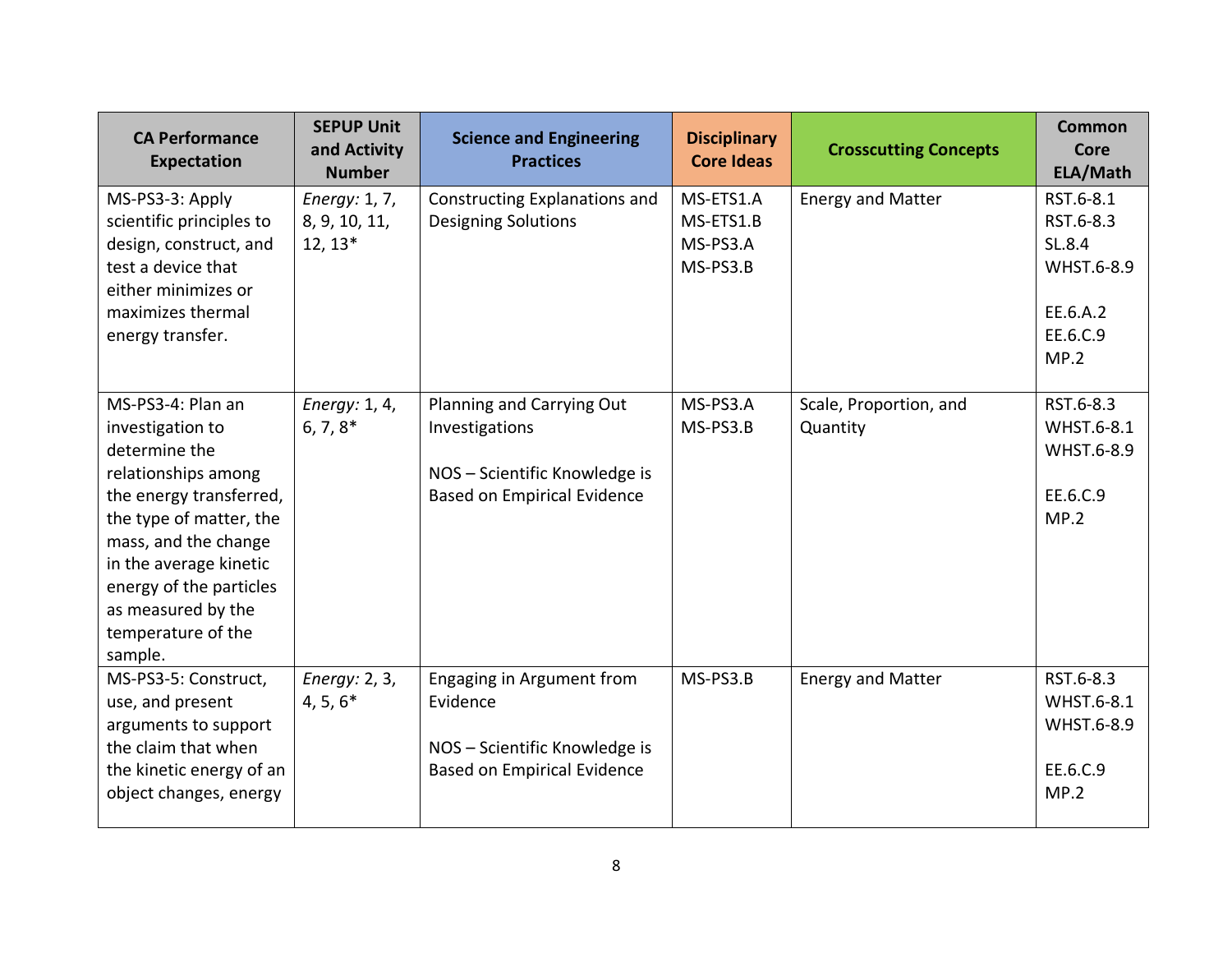| CA Performance Expectation | SEPUP Unit and Activity Number | Science and Engineering Practices | Disciplinary Core Ideas | Crosscutting Concepts | Common Core ELA/Math |
|---|---|---|---|---|---|
| MS-PS3-3: Apply scientific principles to design, construct, and test a device that either minimizes or maximizes thermal energy transfer. | *Energy:* 1, 7, 8, 9, 10, 11, 12, 13* | Constructing Explanations and Designing Solutions | MS-ETS1.A<br>MS-ETS1.B<br>MS-PS3.A<br>MS-PS3.B | Energy and Matter | RST.6-8.1<br>RST.6-8.3<br>SL.8.4<br>WHST.6-8.9<br><br>EE.6.A.2<br>EE.6.C.9<br>MP.2 |
| MS-PS3-4: Plan an investigation to determine the relationships among the energy transferred, the type of matter, the mass, and the change in the average kinetic energy of the particles as measured by the temperature of the sample. | *Energy:* 1, 4, 6, 7, 8* | Planning and Carrying Out Investigations<br><br>NOS – Scientific Knowledge is Based on Empirical Evidence | MS-PS3.A<br>MS-PS3.B | Scale, Proportion, and Quantity | RST.6-8.3<br>WHST.6-8.1<br>WHST.6-8.9<br><br>EE.6.C.9<br>MP.2 |
| MS-PS3-5: Construct, use, and present arguments to support the claim that when the kinetic energy of an object changes, energy | *Energy:* 2, 3, 4, 5, 6* | Engaging in Argument from Evidence<br><br>NOS – Scientific Knowledge is Based on Empirical Evidence | MS-PS3.B | Energy and Matter | RST.6-8.3<br>WHST.6-8.1<br>WHST.6-8.9<br><br>EE.6.C.9<br>MP.2 |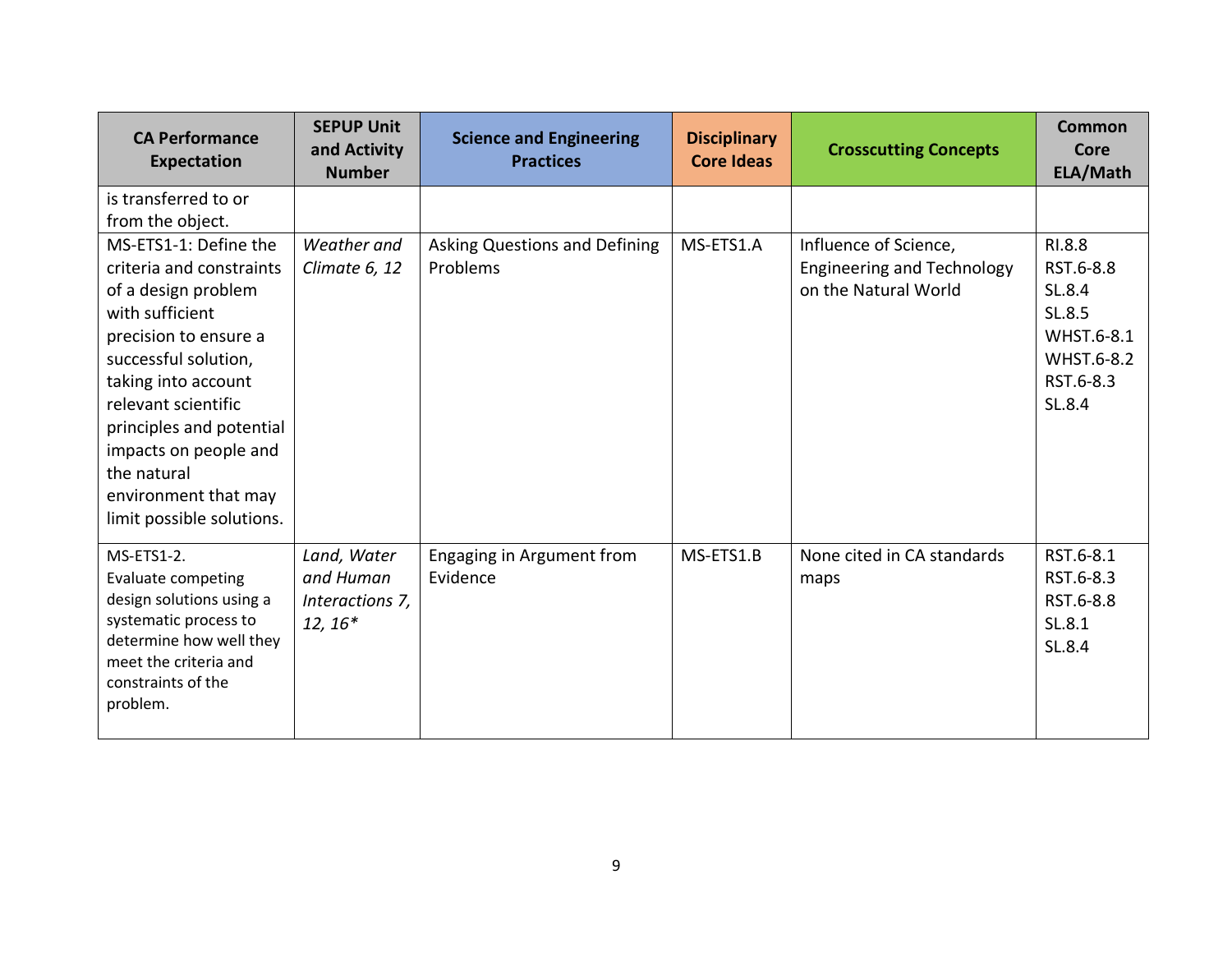| CA Performance Expectation | SEPUP Unit and Activity Number | Science and Engineering Practices | Disciplinary Core Ideas | Crosscutting Concepts | Common Core ELA/Math |
|---|---|---|---|---|---|
| is transferred to or from the object. | | | | | |
| MS-ETS1-1: Define the criteria and constraints of a design problem with sufficient precision to ensure a successful solution, taking into account relevant scientific principles and potential impacts on people and the natural environment that may limit possible solutions. | *Weather and Climate 6, 12* | Asking Questions and Defining Problems | MS-ETS1.A | Influence of Science, Engineering and Technology on the Natural World | RI.8.8<br>RST.6-8.8<br>SL.8.4<br>SL.8.5<br>WHST.6-8.1<br>WHST.6-8.2<br>RST.6-8.3<br>SL.8.4 |
| MS-ETS1-2. Evaluate competing design solutions using a systematic process to determine how well they meet the criteria and constraints of the problem. | *Land, Water and Human Interactions 7, 12, 16** | Engaging in Argument from Evidence | MS-ETS1.B | None cited in CA standards maps | RST.6-8.1<br>RST.6-8.3<br>RST.6-8.8<br>SL.8.1<br>SL.8.4 |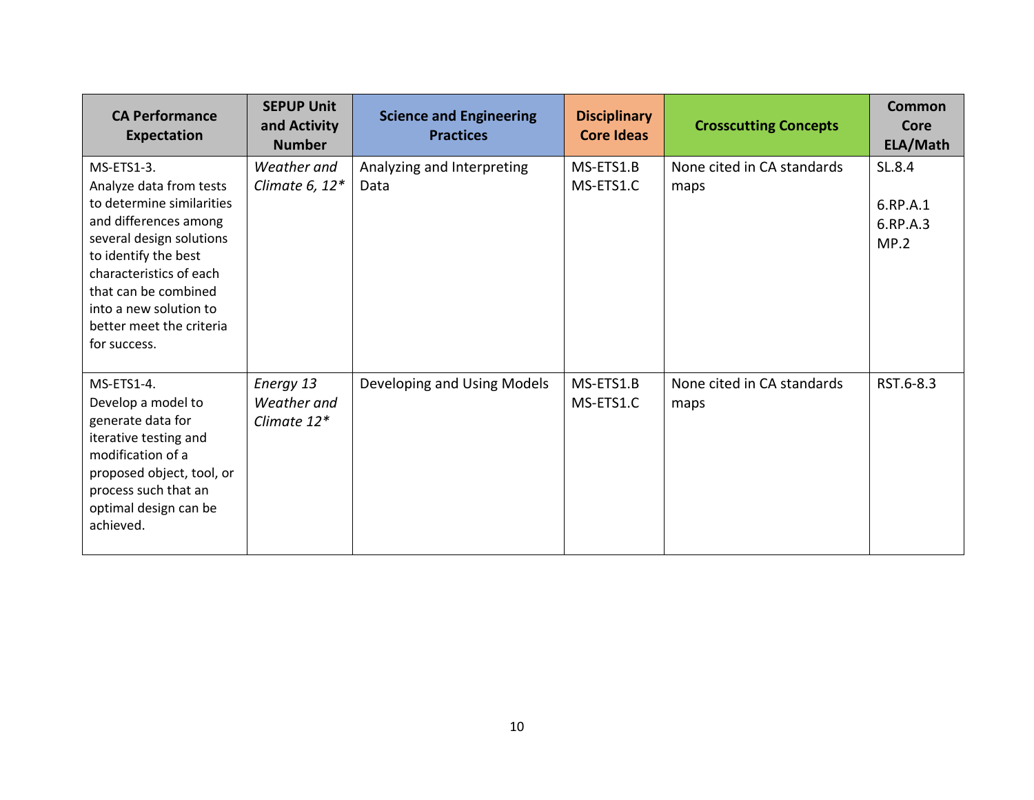| CA Performance Expectation | SEPUP Unit and Activity Number | Science and Engineering Practices | Disciplinary Core Ideas | Crosscutting Concepts | Common Core ELA/Math |
|---|---|---|---|---|---|
| MS-ETS1-3. Analyze data from tests to determine similarities and differences among several design solutions to identify the best characteristics of each that can be combined into a new solution to better meet the criteria for success. | *Weather and Climate 6, 12** | Analyzing and Interpreting Data | MS-ETS1.B MS-ETS1.C | None cited in CA standards maps | SL.8.4 6.RP.A.1 6.RP.A.3 MP.2 |
| MS-ETS1-4. Develop a model to generate data for iterative testing and modification of a proposed object, tool, or process such that an optimal design can be achieved. | *Energy 13* *Weather and Climate 12** | Developing and Using Models | MS-ETS1.B MS-ETS1.C | None cited in CA standards maps | RST.6-8.3 |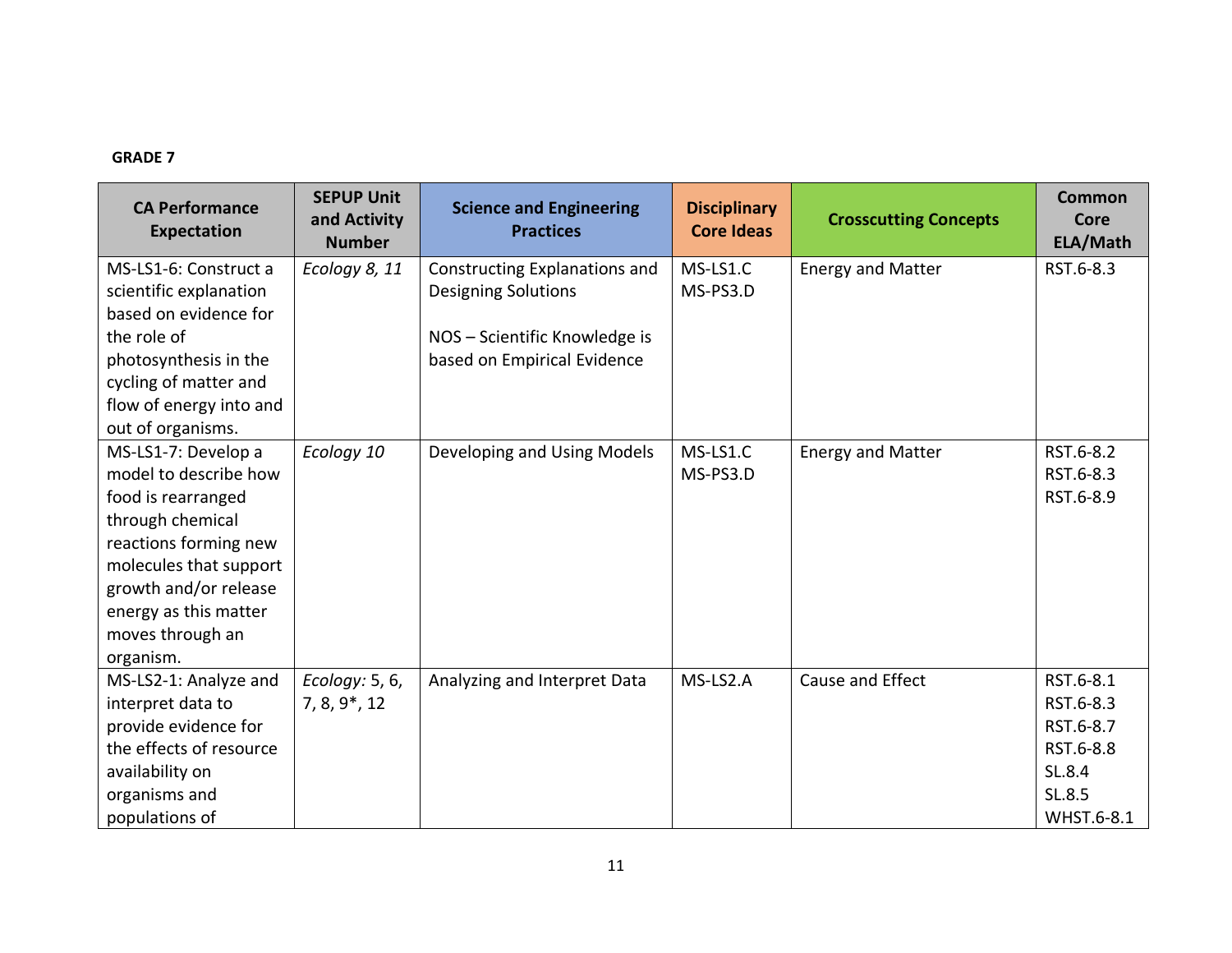**GRADE 7**

| CA Performance Expectation | SEPUP Unit and Activity Number | Science and Engineering Practices | Disciplinary Core Ideas | Crosscutting Concepts | Common Core ELA/Math |
|---|---|---|---|---|---|
| MS-LS1-6: Construct a scientific explanation based on evidence for the role of photosynthesis in the cycling of matter and flow of energy into and out of organisms. | *Ecology 8, 11* | Constructing Explanations and Designing Solutions<br><br>NOS – Scientific Knowledge is based on Empirical Evidence | MS-LS1.C<br>MS-PS3.D | Energy and Matter | RST.6-8.3 |
| MS-LS1-7: Develop a model to describe how food is rearranged through chemical reactions forming new molecules that support growth and/or release energy as this matter moves through an organism. | *Ecology 10* | Developing and Using Models | MS-LS1.C<br>MS-PS3.D | Energy and Matter | RST.6-8.2<br>RST.6-8.3<br>RST.6-8.9 |
| MS-LS2-1: Analyze and interpret data to provide evidence for the effects of resource availability on organisms and populations of | *Ecology:* 5, 6, 7, 8, 9*, 12 | Analyzing and Interpret Data | MS-LS2.A | Cause and Effect | RST.6-8.1<br>RST.6-8.3<br>RST.6-8.7<br>RST.6-8.8<br>SL.8.4<br>SL.8.5<br>WHST.6-8.1 |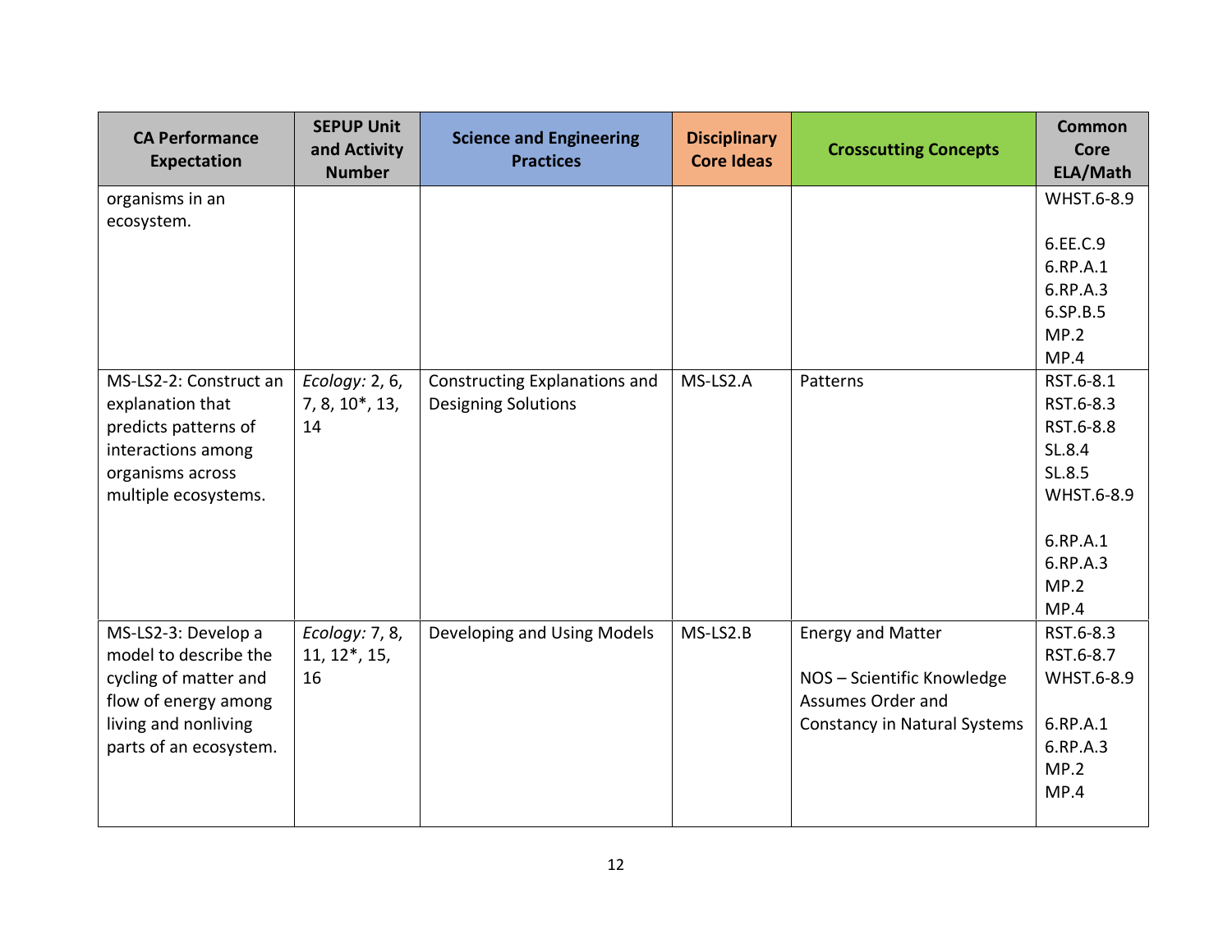| CA Performance Expectation | SEPUP Unit and Activity Number | Science and Engineering Practices | Disciplinary Core Ideas | Crosscutting Concepts | Common Core ELA/Math |
|---|---|---|---|---|---|
| organisms in an ecosystem. | | | | | WHST.6-8.9<br><br>6.EE.C.9<br>6.RP.A.1<br>6.RP.A.3<br>6.SP.B.5<br>MP.2<br>MP.4 |
| MS-LS2-2: Construct an explanation that predicts patterns of interactions among organisms across multiple ecosystems. | *Ecology:* 2, 6, 7, 8, 10*, 13, 14 | Constructing Explanations and Designing Solutions | MS-LS2.A | Patterns | RST.6-8.1<br>RST.6-8.3<br>RST.6-8.8<br>SL.8.4<br>SL.8.5<br>WHST.6-8.9<br><br>6.RP.A.1<br>6.RP.A.3<br>MP.2<br>MP.4 |
| MS-LS2-3: Develop a model to describe the cycling of matter and flow of energy among living and nonliving parts of an ecosystem. | *Ecology:* 7, 8, 11, 12*, 15, 16 | Developing and Using Models | MS-LS2.B | Energy and Matter<br><br>NOS – Scientific Knowledge Assumes Order and Constancy in Natural Systems | RST.6-8.3<br>RST.6-8.7<br>WHST.6-8.9<br><br>6.RP.A.1<br>6.RP.A.3<br>MP.2<br>MP.4 |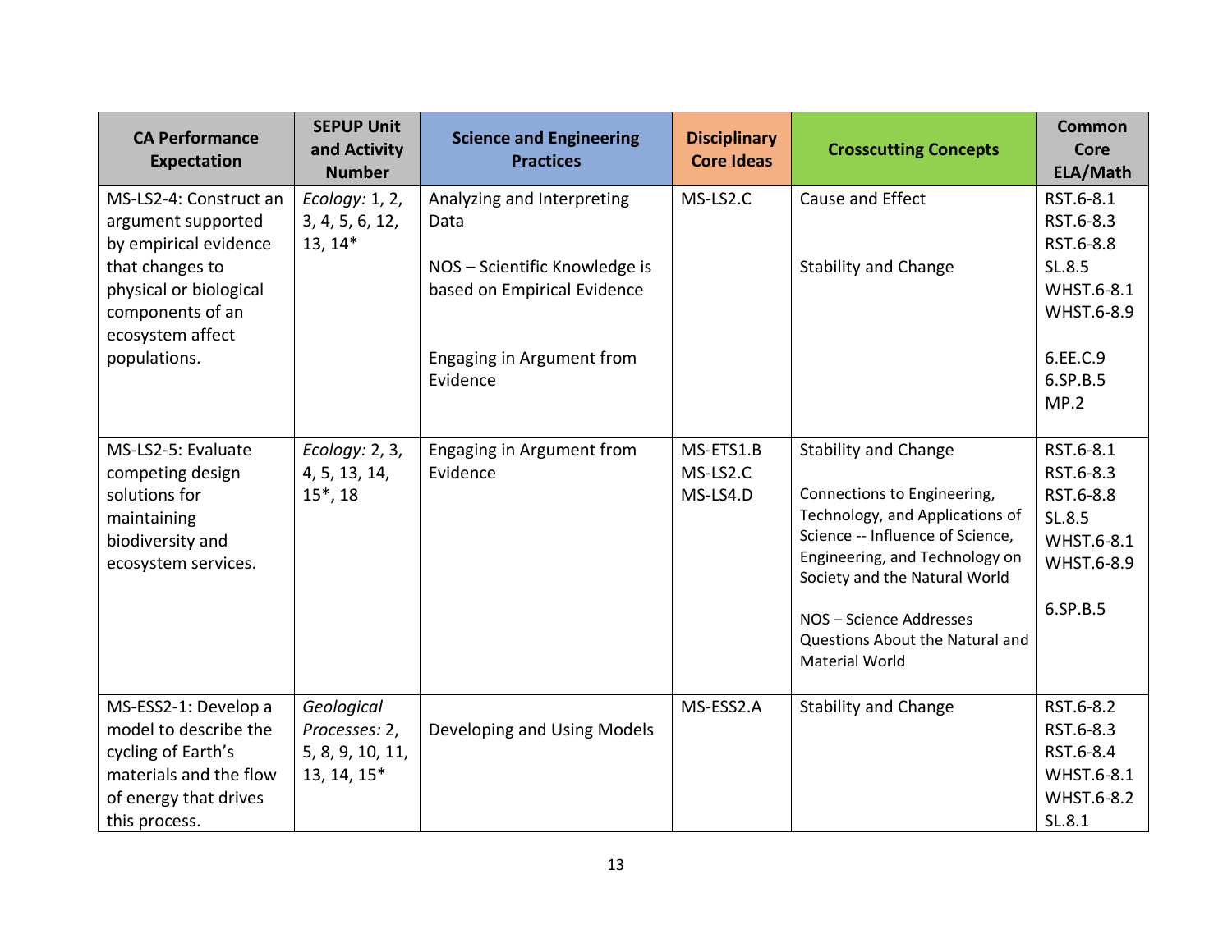| CA Performance Expectation | SEPUP Unit and Activity Number | Science and Engineering Practices | Disciplinary Core Ideas | Crosscutting Concepts | Common Core ELA/Math |
|---|---|---|---|---|---|
| MS-LS2-4: Construct an argument supported by empirical evidence that changes to physical or biological components of an ecosystem affect populations. | *Ecology:* 1, 2, 3, 4, 5, 6, 12, 13, 14* | Analyzing and Interpreting Data<br><br>NOS – Scientific Knowledge is based on Empirical Evidence<br><br>Engaging in Argument from Evidence | MS-LS2.C | Cause and Effect<br><br>Stability and Change | RST.6-8.1<br>RST.6-8.3<br>RST.6-8.8<br>SL.8.5<br>WHST.6-8.1<br>WHST.6-8.9<br><br>6.EE.C.9<br>6.SP.B.5<br>MP.2 |
| MS-LS2-5: Evaluate competing design solutions for maintaining biodiversity and ecosystem services. | *Ecology:* 2, 3, 4, 5, 13, 14, 15*, 18 | Engaging in Argument from Evidence | MS-ETS1.B<br>MS-LS2.C<br>MS-LS4.D | Stability and Change<br><br>Connections to Engineering, Technology, and Applications of Science -- Influence of Science, Engineering, and Technology on Society and the Natural World<br><br>NOS – Science Addresses Questions About the Natural and Material World | RST.6-8.1<br>RST.6-8.3<br>RST.6-8.8<br>SL.8.5<br>WHST.6-8.1<br>WHST.6-8.9<br><br>6.SP.B.5 |
| MS-ESS2-1: Develop a model to describe the cycling of Earth's materials and the flow of energy that drives this process. | *Geological Processes:* 2, 5, 8, 9, 10, 11, 13, 14, 15* | Developing and Using Models | MS-ESS2.A | Stability and Change | RST.6-8.2<br>RST.6-8.3<br>RST.6-8.4<br>WHST.6-8.1<br>WHST.6-8.2<br>SL.8.1 |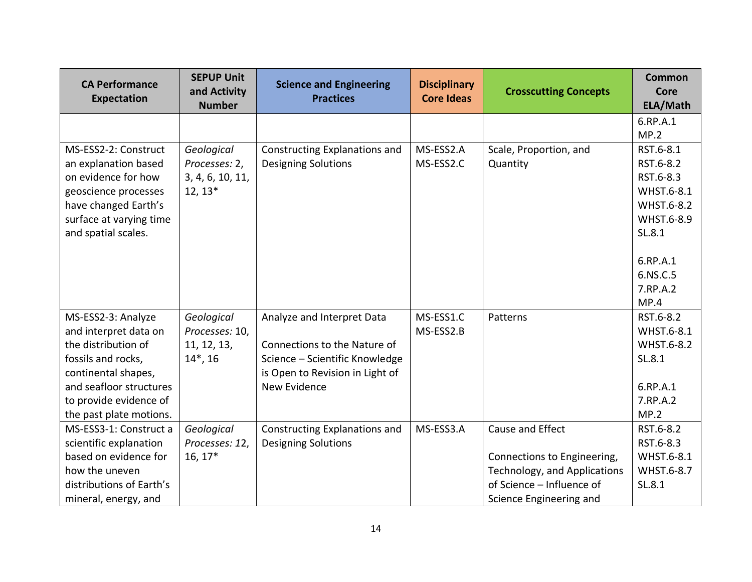| CA Performance Expectation | SEPUP Unit and Activity Number | Science and Engineering Practices | Disciplinary Core Ideas | Crosscutting Concepts | Common Core ELA/Math |
|---|---|---|---|---|---|
| | | | | | 6.RP.A.1<br>MP.2 |
| MS-ESS2-2: Construct an explanation based on evidence for how geoscience processes have changed Earth's surface at varying time and spatial scales. | *Geological Processes:* 2, 3, 4, 6, 10, 11, 12, 13* | Constructing Explanations and Designing Solutions | MS-ESS2.A<br>MS-ESS2.C | Scale, Proportion, and Quantity | RST.6-8.1<br>RST.6-8.2<br>RST.6-8.3<br>WHST.6-8.1<br>WHST.6-8.2<br>WHST.6-8.9<br>SL.8.1<br><br>6.RP.A.1<br>6.NS.C.5<br>7.RP.A.2<br>MP.4 |
| MS-ESS2-3: Analyze and interpret data on the distribution of fossils and rocks, continental shapes, and seafloor structures to provide evidence of the past plate motions. | *Geological Processes:* 10, 11, 12, 13, 14*, 16 | Analyze and Interpret Data<br><br>Connections to the Nature of Science – Scientific Knowledge is Open to Revision in Light of New Evidence | MS-ESS1.C<br>MS-ESS2.B | Patterns | RST.6-8.2<br>WHST.6-8.1<br>WHST.6-8.2<br>SL.8.1<br><br>6.RP.A.1<br>7.RP.A.2<br>MP.2 |
| MS-ESS3-1: Construct a scientific explanation based on evidence for how the uneven distributions of Earth's mineral, energy, and | *Geological Processes:* 12, 16, 17* | Constructing Explanations and Designing Solutions | MS-ESS3.A | Cause and Effect<br><br>Connections to Engineering, Technology, and Applications of Science – Influence of Science Engineering and | RST.6-8.2<br>RST.6-8.3<br>WHST.6-8.1<br>WHST.6-8.7<br>SL.8.1 |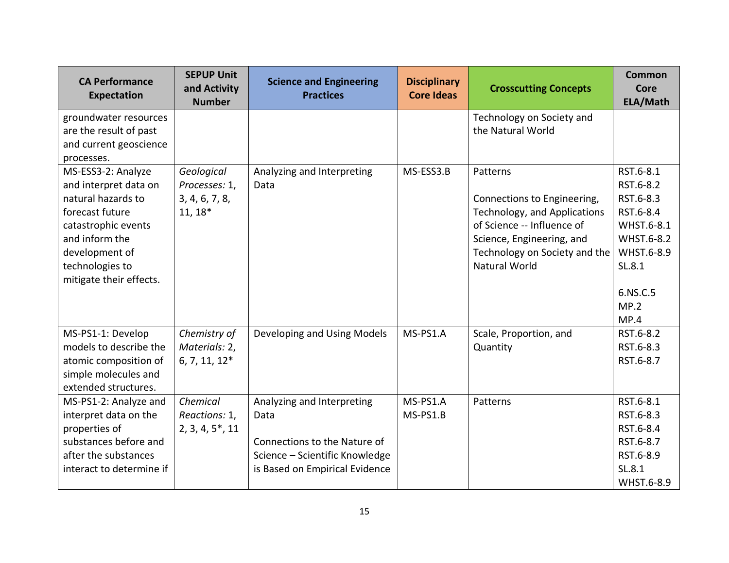| CA Performance Expectation | SEPUP Unit and Activity Number | Science and Engineering Practices | Disciplinary Core Ideas | Crosscutting Concepts | Common Core ELA/Math |
|---|---|---|---|---|---|
| groundwater resources are the result of past and current geoscience processes. | | | | Technology on Society and the Natural World | |
| MS-ESS3-2: Analyze and interpret data on natural hazards to forecast future catastrophic events and inform the development of technologies to mitigate their effects. | *Geological Processes:* 1, 3, 4, 6, 7, 8, 11, 18* | Analyzing and Interpreting Data | MS-ESS3.B | Patterns<br><br>Connections to Engineering, Technology, and Applications of Science -- Influence of Science, Engineering, and Technology on Society and the Natural World | RST.6-8.1<br>RST.6-8.2<br>RST.6-8.3<br>RST.6-8.4<br>WHST.6-8.1<br>WHST.6-8.2<br>WHST.6-8.9<br>SL.8.1<br><br>6.NS.C.5<br>MP.2<br>MP.4 |
| MS-PS1-1: Develop models to describe the atomic composition of simple molecules and extended structures. | *Chemistry of Materials:* 2, 6, 7, 11, 12* | Developing and Using Models | MS-PS1.A | Scale, Proportion, and Quantity | RST.6-8.2<br>RST.6-8.3<br>RST.6-8.7 |
| MS-PS1-2: Analyze and interpret data on the properties of substances before and after the substances interact to determine if | *Chemical Reactions:* 1, 2, 3, 4, 5*, 11 | Analyzing and Interpreting Data<br><br>Connections to the Nature of Science – Scientific Knowledge is Based on Empirical Evidence | MS-PS1.A<br>MS-PS1.B | Patterns | RST.6-8.1<br>RST.6-8.3<br>RST.6-8.4<br>RST.6-8.7<br>RST.6-8.9<br>SL.8.1<br>WHST.6-8.9 |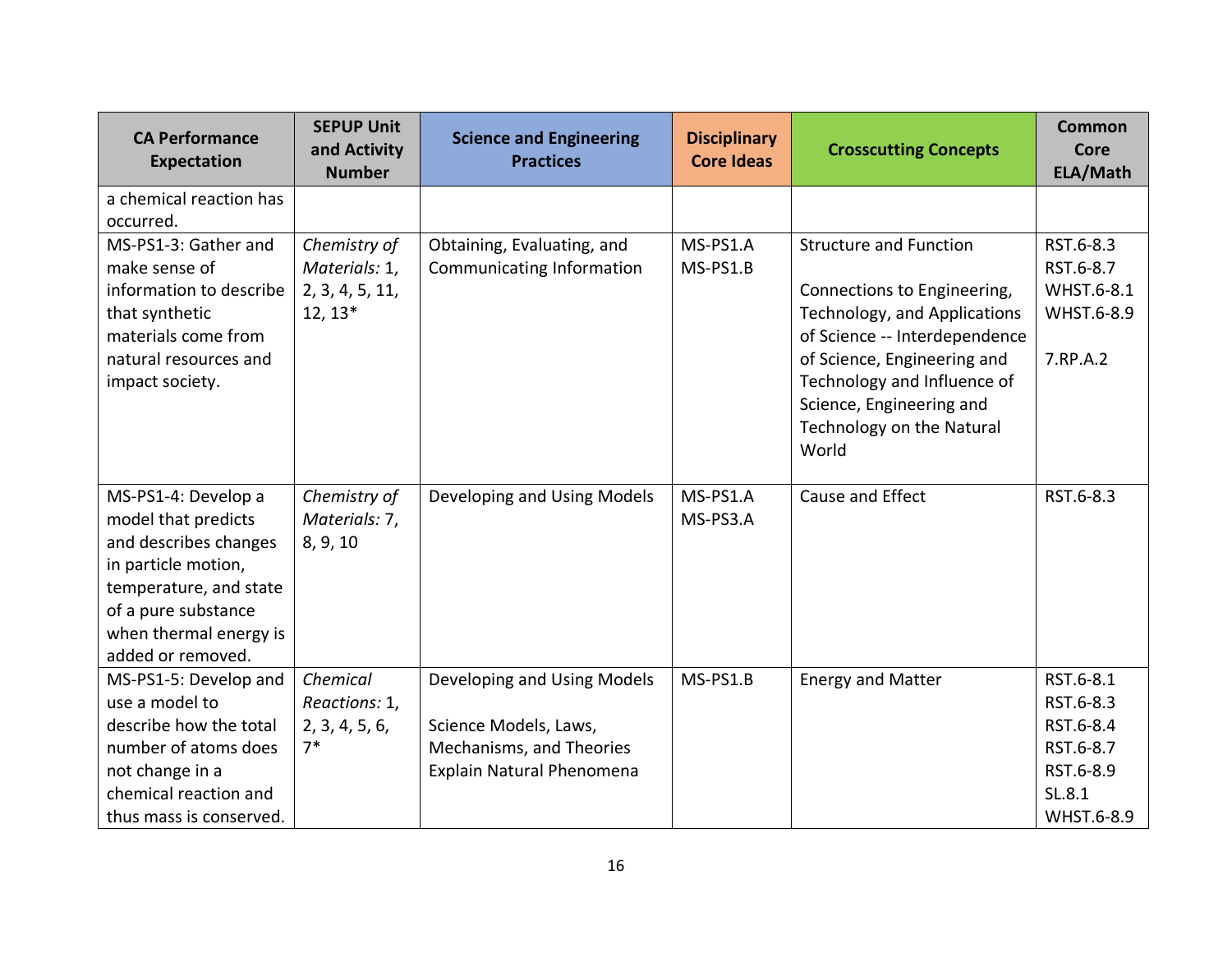| CA Performance Expectation | SEPUP Unit and Activity Number | Science and Engineering Practices | Disciplinary Core Ideas | Crosscutting Concepts | Common Core ELA/Math |
|---|---|---|---|---|---|
| a chemical reaction has occurred. | | | | | |
| MS-PS1-3: Gather and make sense of information to describe that synthetic materials come from natural resources and impact society. | *Chemistry of Materials:* 1, 2, 3, 4, 5, 11, 12, 13* | Obtaining, Evaluating, and Communicating Information | MS-PS1.A<br>MS-PS1.B | Structure and Function<br><br>Connections to Engineering, Technology, and Applications of Science -- Interdependence of Science, Engineering and Technology and Influence of Science, Engineering and Technology on the Natural World | RST.6-8.3<br>RST.6-8.7<br>WHST.6-8.1<br>WHST.6-8.9<br><br>7.RP.A.2 |
| MS-PS1-4: Develop a model that predicts and describes changes in particle motion, temperature, and state of a pure substance when thermal energy is added or removed. | *Chemistry of Materials:* 7, 8, 9, 10 | Developing and Using Models | MS-PS1.A<br>MS-PS3.A | Cause and Effect | RST.6-8.3 |
| MS-PS1-5: Develop and use a model to describe how the total number of atoms does not change in a chemical reaction and thus mass is conserved. | *Chemical Reactions:* 1, 2, 3, 4, 5, 6, 7* | Developing and Using Models<br><br>Science Models, Laws, Mechanisms, and Theories Explain Natural Phenomena | MS-PS1.B | Energy and Matter | RST.6-8.1<br>RST.6-8.3<br>RST.6-8.4<br>RST.6-8.7<br>RST.6-8.9<br>SL.8.1<br>WHST.6-8.9 |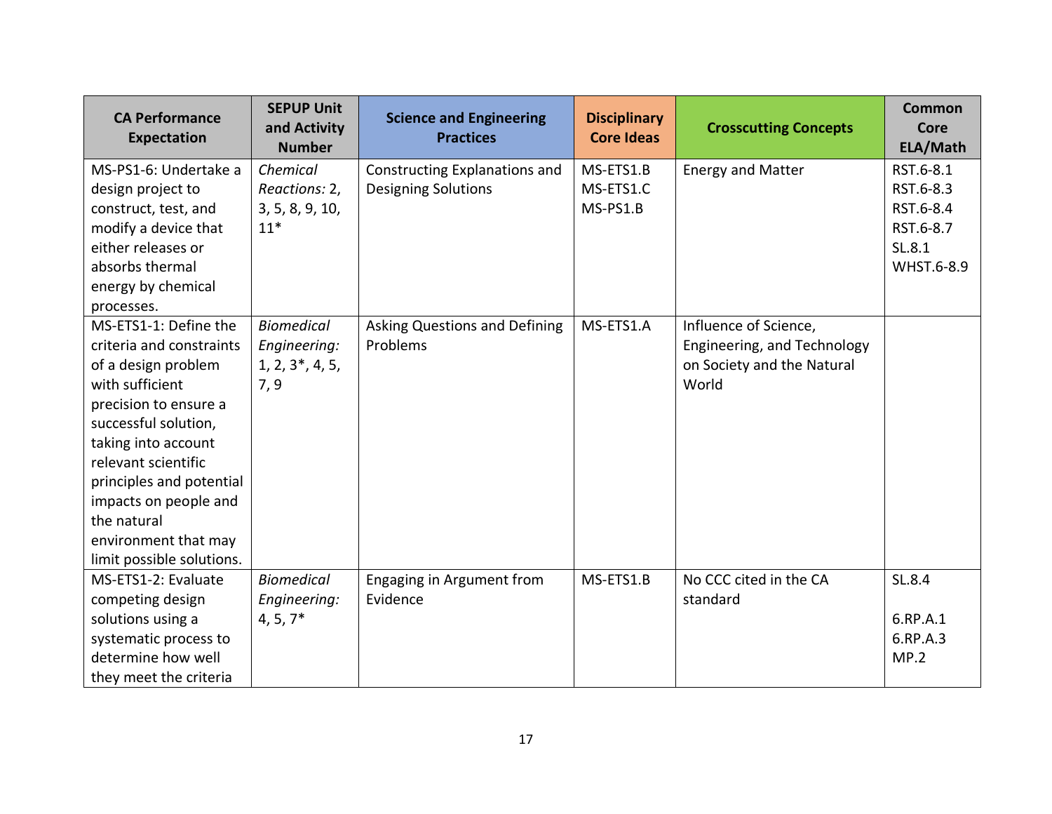| CA Performance Expectation | SEPUP Unit and Activity Number | Science and Engineering Practices | Disciplinary Core Ideas | Crosscutting Concepts | Common Core ELA/Math |
|---|---|---|---|---|---|
| MS-PS1-6: Undertake a design project to construct, test, and modify a device that either releases or absorbs thermal energy by chemical processes. | *Chemical Reactions:* 2, 3, 5, 8, 9, 10, 11* | Constructing Explanations and Designing Solutions | MS-ETS1.B<br>MS-ETS1.C<br>MS-PS1.B | Energy and Matter | RST.6-8.1<br>RST.6-8.3<br>RST.6-8.4<br>RST.6-8.7<br>SL.8.1<br>WHST.6-8.9 |
| MS-ETS1-1: Define the criteria and constraints of a design problem with sufficient precision to ensure a successful solution, taking into account relevant scientific principles and potential impacts on people and the natural environment that may limit possible solutions. | *Biomedical Engineering:* 1, 2, 3*, 4, 5, 7, 9 | Asking Questions and Defining Problems | MS-ETS1.A | Influence of Science, Engineering, and Technology on Society and the Natural World | |
| MS-ETS1-2: Evaluate competing design solutions using a systematic process to determine how well they meet the criteria | *Biomedical Engineering:* 4, 5, 7* | Engaging in Argument from Evidence | MS-ETS1.B | No CCC cited in the CA standard | SL.8.4<br><br>6.RP.A.1<br>6.RP.A.3<br>MP.2 |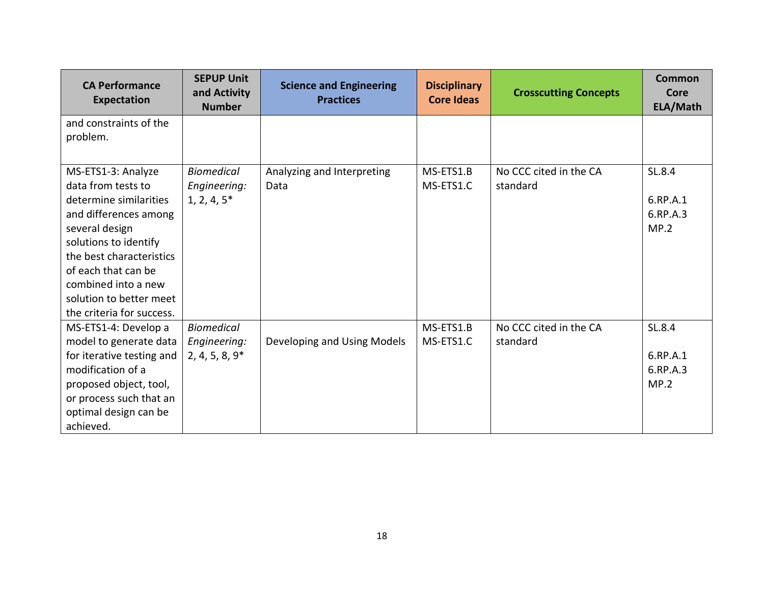| CA Performance Expectation | SEPUP Unit and Activity Number | Science and Engineering Practices | Disciplinary Core Ideas | Crosscutting Concepts | Common Core ELA/Math |
|---|---|---|---|---|---|
| and constraints of the problem. | | | | | |
| MS-ETS1-3: Analyze data from tests to determine similarities and differences among several design solutions to identify the best characteristics of each that can be combined into a new solution to better meet the criteria for success. | *Biomedical Engineering:* 1, 2, 4, 5* | Analyzing and Interpreting Data | MS-ETS1.B<br>MS-ETS1.C | No CCC cited in the CA standard | SL.8.4<br><br>6.RP.A.1<br>6.RP.A.3<br>MP.2 |
| MS-ETS1-4: Develop a model to generate data for iterative testing and modification of a proposed object, tool, or process such that an optimal design can be achieved. | *Biomedical Engineering:* 2, 4, 5, 8, 9* | Developing and Using Models | MS-ETS1.B<br>MS-ETS1.C | No CCC cited in the CA standard | SL.8.4<br><br>6.RP.A.1<br>6.RP.A.3<br>MP.2 |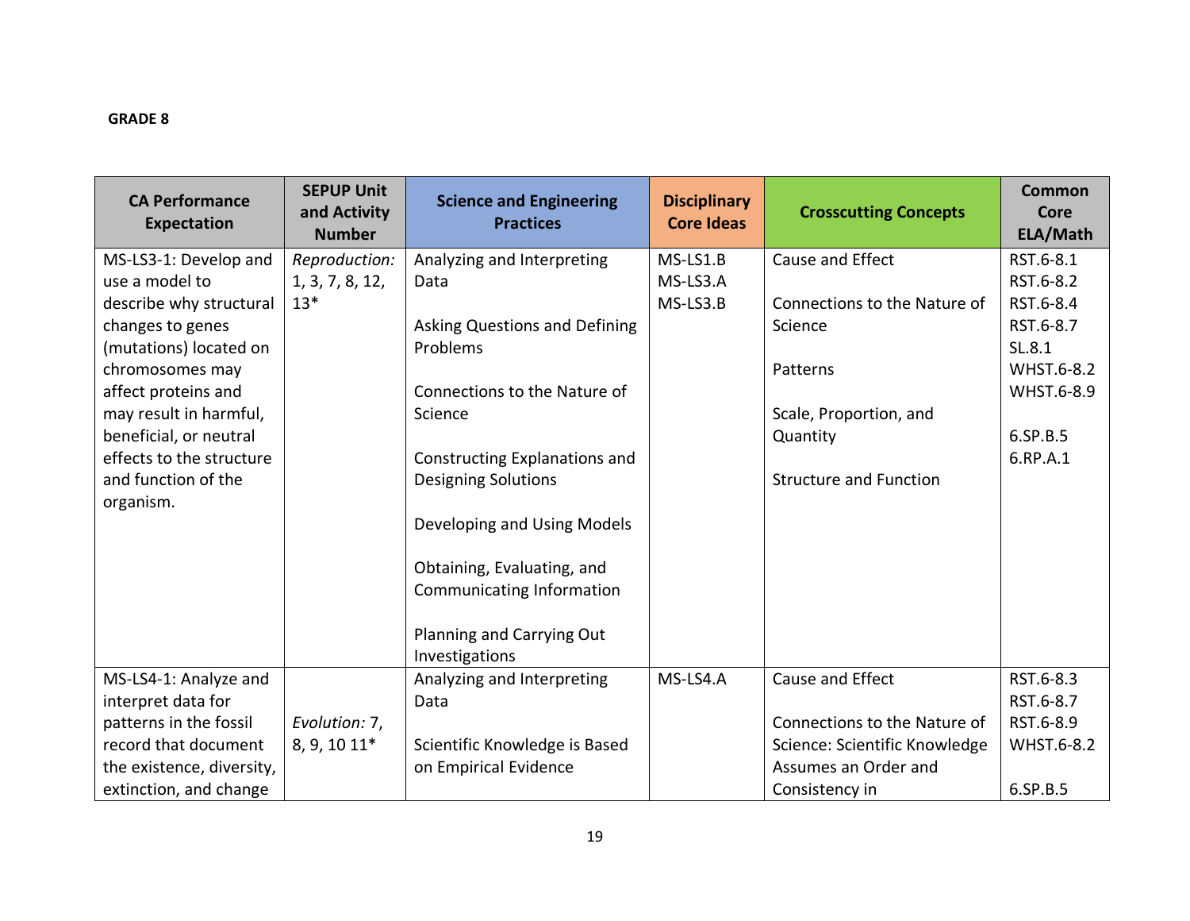**GRADE 8**

| CA Performance Expectation | SEPUP Unit and Activity Number | Science and Engineering Practices | Disciplinary Core Ideas | Crosscutting Concepts | Common Core ELA/Math |
|---|---|---|---|---|---|
| MS-LS3-1: Develop and use a model to describe why structural changes to genes (mutations) located on chromosomes may affect proteins and may result in harmful, beneficial, or neutral effects to the structure and function of the organism. | *Reproduction:* 1, 3, 7, 8, 12, 13* | Analyzing and Interpreting Data<br><br>Asking Questions and Defining Problems<br><br>Connections to the Nature of Science<br><br>Constructing Explanations and Designing Solutions<br><br>Developing and Using Models<br><br>Obtaining, Evaluating, and Communicating Information<br><br>Planning and Carrying Out Investigations | MS-LS1.B<br>MS-LS3.A<br>MS-LS3.B | Cause and Effect<br><br>Connections to the Nature of Science<br><br>Patterns<br><br>Scale, Proportion, and Quantity<br><br>Structure and Function | RST.6-8.1<br>RST.6-8.2<br>RST.6-8.4<br>RST.6-8.7<br>SL.8.1<br>WHST.6-8.2<br>WHST.6-8.9<br><br>6.SP.B.5<br>6.RP.A.1 |
| MS-LS4-1: Analyze and interpret data for patterns in the fossil record that document the existence, diversity, extinction, and change | *Evolution:* 7, 8, 9, 10 11* | Analyzing and Interpreting Data<br><br>Scientific Knowledge is Based on Empirical Evidence | MS-LS4.A | Cause and Effect<br><br>Connections to the Nature of Science: Scientific Knowledge Assumes an Order and Consistency in | RST.6-8.3<br>RST.6-8.7<br>RST.6-8.9<br>WHST.6-8.2<br><br>6.SP.B.5 |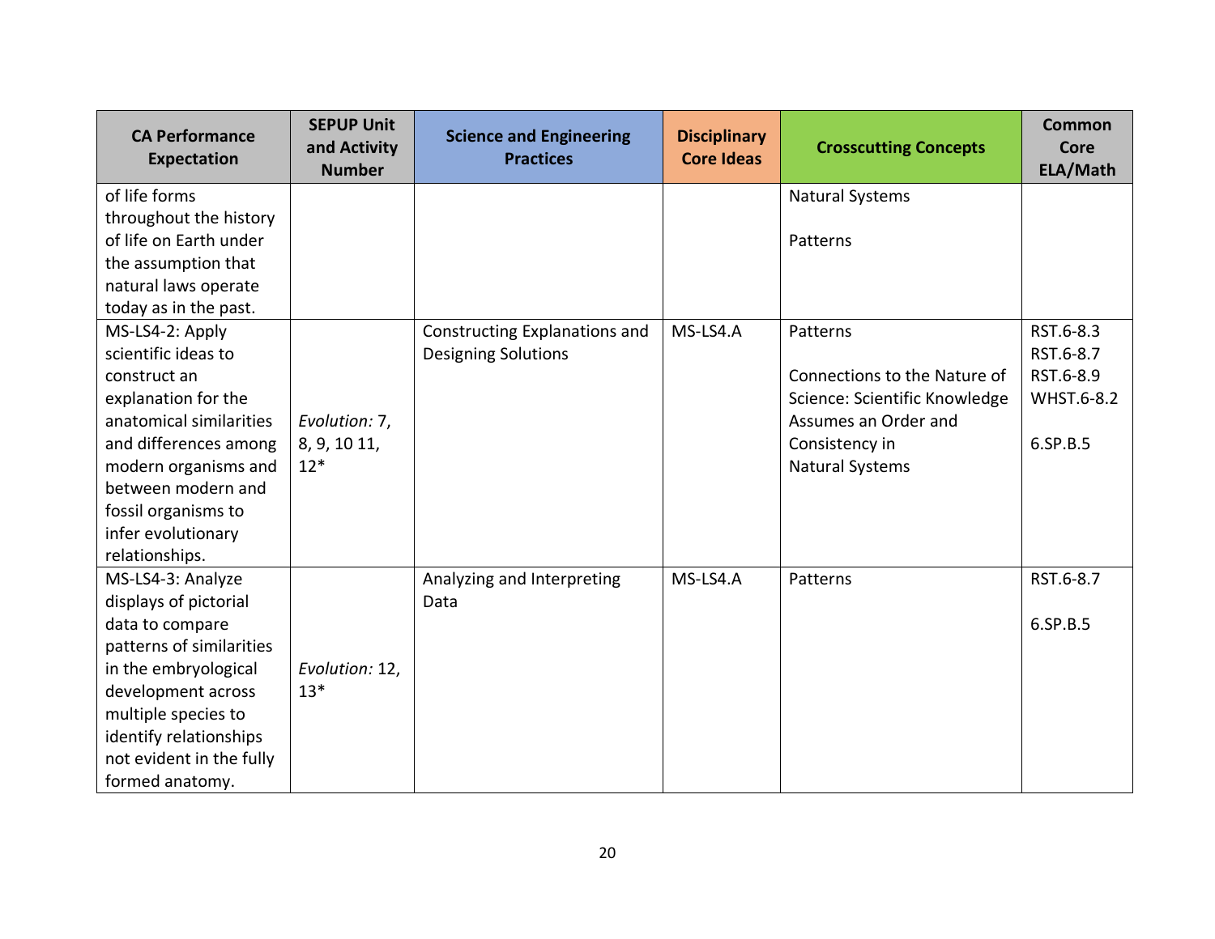| CA Performance Expectation | SEPUP Unit and Activity Number | Science and Engineering Practices | Disciplinary Core Ideas | Crosscutting Concepts | Common Core ELA/Math |
|---|---|---|---|---|---|
| of life forms throughout the history of life on Earth under the assumption that natural laws operate today as in the past. | | | | Natural Systems<br><br>Patterns | |
| MS-LS4-2: Apply scientific ideas to construct an explanation for the anatomical similarities and differences among modern organisms and between modern and fossil organisms to infer evolutionary relationships. | *Evolution:* 7, 8, 9, 10 11, 12* | Constructing Explanations and Designing Solutions | MS-LS4.A | Patterns<br><br>Connections to the Nature of Science: Scientific Knowledge Assumes an Order and Consistency in Natural Systems | RST.6-8.3<br>RST.6-8.7<br>RST.6-8.9<br>WHST.6-8.2<br><br>6.SP.B.5 |
| MS-LS4-3: Analyze displays of pictorial data to compare patterns of similarities in the embryological development across multiple species to identify relationships not evident in the fully formed anatomy. | *Evolution:* 12, 13* | Analyzing and Interpreting Data | MS-LS4.A | Patterns | RST.6-8.7<br><br>6.SP.B.5 |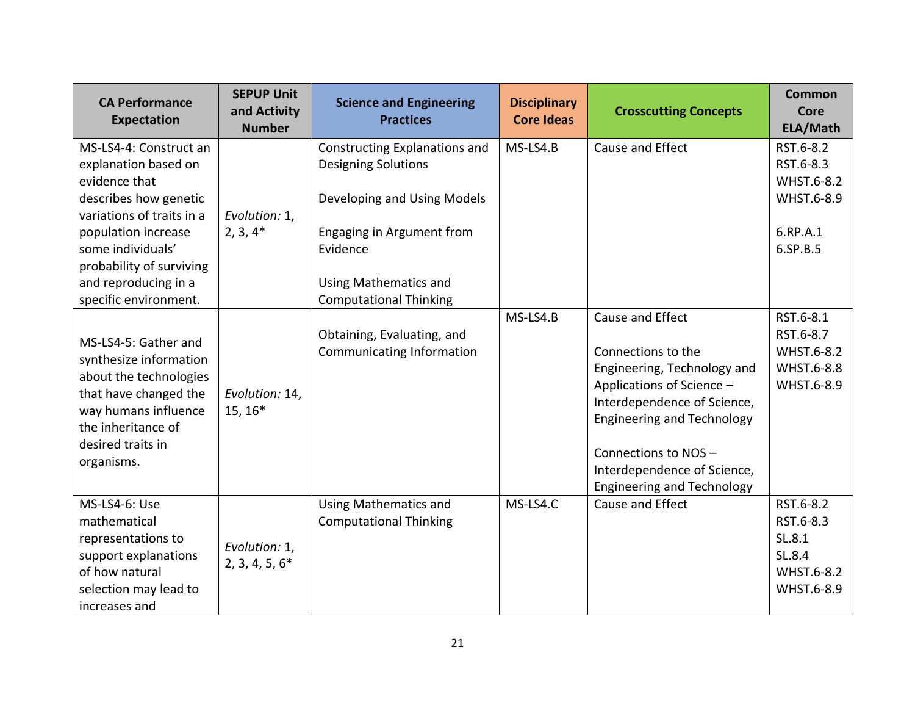| CA Performance Expectation | SEPUP Unit and Activity Number | Science and Engineering Practices | Disciplinary Core Ideas | Crosscutting Concepts | Common Core ELA/Math |
|---|---|---|---|---|---|
| MS-LS4-4: Construct an explanation based on evidence that describes how genetic variations of traits in a population increase some individuals' probability of surviving and reproducing in a specific environment. | *Evolution:* 1, 2, 3, 4* | Constructing Explanations and Designing Solutions<br><br>Developing and Using Models<br><br>Engaging in Argument from Evidence<br><br>Using Mathematics and Computational Thinking | MS-LS4.B | Cause and Effect | RST.6-8.2<br>RST.6-8.3<br>WHST.6-8.2<br>WHST.6-8.9<br><br>6.RP.A.1<br>6.SP.B.5 |
| MS-LS4-5: Gather and synthesize information about the technologies that have changed the way humans influence the inheritance of desired traits in organisms. | *Evolution:* 14, 15, 16* | Obtaining, Evaluating, and Communicating Information | MS-LS4.B | Cause and Effect<br><br>Connections to the Engineering, Technology and Applications of Science – Interdependence of Science, Engineering and Technology<br><br>Connections to NOS – Interdependence of Science, Engineering and Technology | RST.6-8.1<br>RST.6-8.7<br>WHST.6-8.2<br>WHST.6-8.8<br>WHST.6-8.9 |
| MS-LS4-6: Use mathematical representations to support explanations of how natural selection may lead to increases and | *Evolution:* 1, 2, 3, 4, 5, 6* | Using Mathematics and Computational Thinking | MS-LS4.C | Cause and Effect | RST.6-8.2<br>RST.6-8.3<br>SL.8.1<br>SL.8.4<br>WHST.6-8.2<br>WHST.6-8.9 |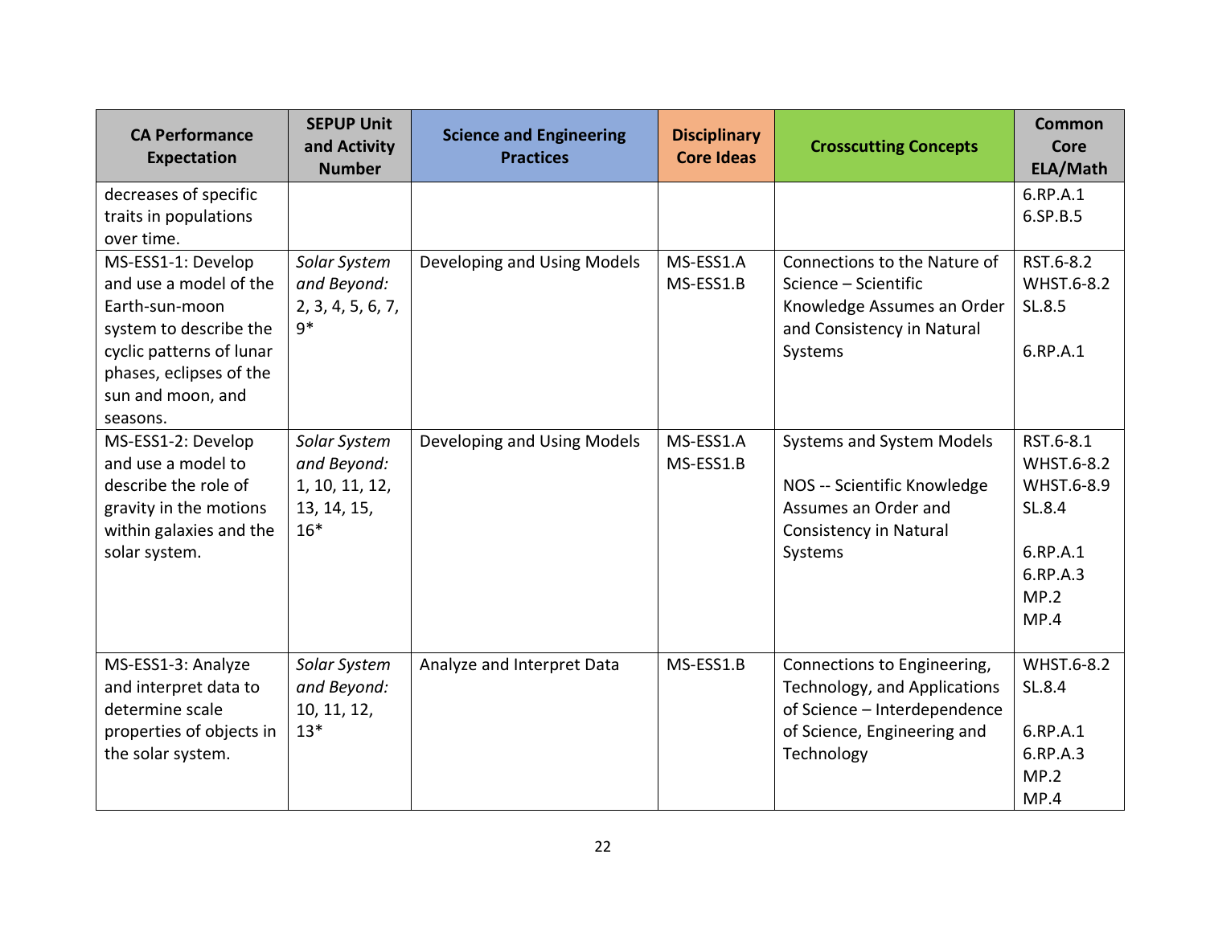| CA Performance Expectation | SEPUP Unit and Activity Number | Science and Engineering Practices | Disciplinary Core Ideas | Crosscutting Concepts | Common Core ELA/Math |
|---|---|---|---|---|---|
| decreases of specific traits in populations over time. | | | | | 6.RP.A.1<br>6.SP.B.5 |
| MS-ESS1-1: Develop and use a model of the Earth-sun-moon system to describe the cyclic patterns of lunar phases, eclipses of the sun and moon, and seasons. | *Solar System and Beyond:* 2, 3, 4, 5, 6, 7, 9* | Developing and Using Models | MS-ESS1.A<br>MS-ESS1.B | Connections to the Nature of Science – Scientific Knowledge Assumes an Order and Consistency in Natural Systems | RST.6-8.2<br>WHST.6-8.2<br>SL.8.5<br><br>6.RP.A.1 |
| MS-ESS1-2: Develop and use a model to describe the role of gravity in the motions within galaxies and the solar system. | *Solar System and Beyond:* 1, 10, 11, 12, 13, 14, 15, 16* | Developing and Using Models | MS-ESS1.A<br>MS-ESS1.B | Systems and System Models<br><br>NOS -- Scientific Knowledge Assumes an Order and Consistency in Natural Systems | RST.6-8.1<br>WHST.6-8.2<br>WHST.6-8.9<br>SL.8.4<br><br>6.RP.A.1<br>6.RP.A.3<br>MP.2<br>MP.4 |
| MS-ESS1-3: Analyze and interpret data to determine scale properties of objects in the solar system. | *Solar System and Beyond:* 10, 11, 12, 13* | Analyze and Interpret Data | MS-ESS1.B | Connections to Engineering, Technology, and Applications of Science – Interdependence of Science, Engineering and Technology | WHST.6-8.2<br>SL.8.4<br><br>6.RP.A.1<br>6.RP.A.3<br>MP.2<br>MP.4 |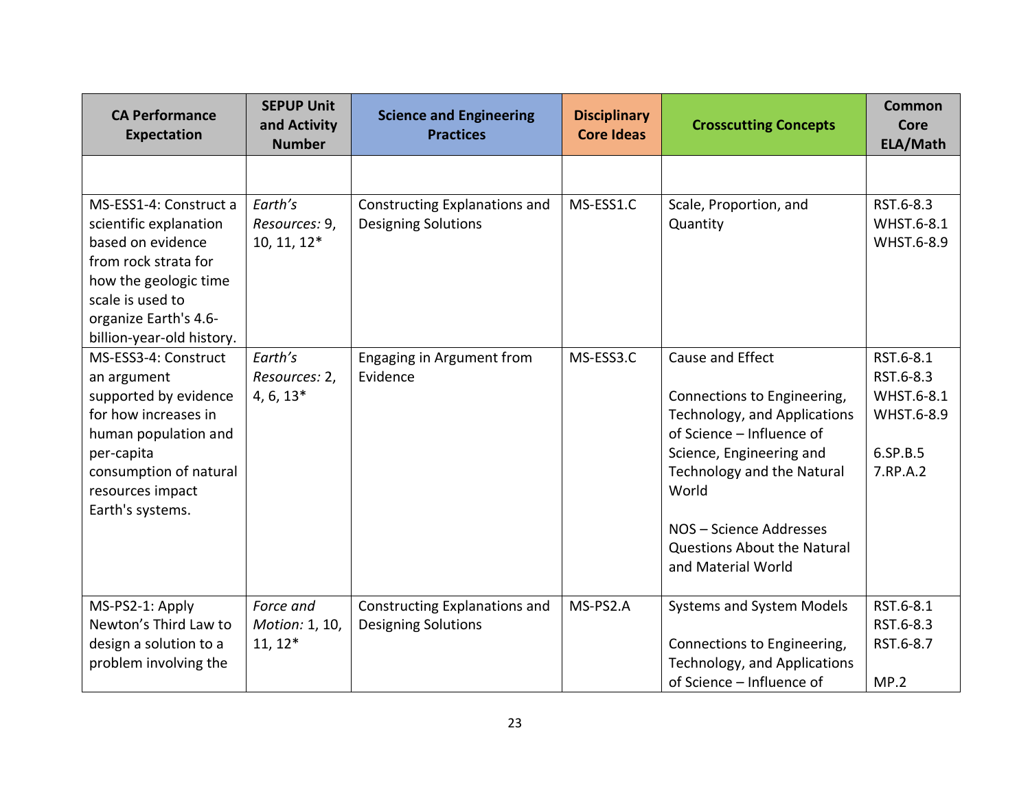| CA Performance Expectation | SEPUP Unit and Activity Number | Science and Engineering Practices | Disciplinary Core Ideas | Crosscutting Concepts | Common Core ELA/Math |
|---|---|---|---|---|---|
| | | | | | |
| MS-ESS1-4: Construct a scientific explanation based on evidence from rock strata for how the geologic time scale is used to organize Earth's 4.6-billion-year-old history. | *Earth's Resources:* 9, 10, 11, 12* | Constructing Explanations and Designing Solutions | MS-ESS1.C | Scale, Proportion, and Quantity | RST.6-8.3<br>WHST.6-8.1<br>WHST.6-8.9 |
| MS-ESS3-4: Construct an argument supported by evidence for how increases in human population and per-capita consumption of natural resources impact Earth's systems. | *Earth's Resources:* 2, 4, 6, 13* | Engaging in Argument from Evidence | MS-ESS3.C | Cause and Effect<br><br>Connections to Engineering, Technology, and Applications of Science – Influence of Science, Engineering and Technology and the Natural World<br><br>NOS – Science Addresses Questions About the Natural and Material World | RST.6-8.1<br>RST.6-8.3<br>WHST.6-8.1<br>WHST.6-8.9<br><br>6.SP.B.5<br>7.RP.A.2 |
| MS-PS2-1: Apply Newton's Third Law to design a solution to a problem involving the | *Force and Motion:* 1, 10, 11, 12* | Constructing Explanations and Designing Solutions | MS-PS2.A | Systems and System Models<br><br>Connections to Engineering, Technology, and Applications of Science – Influence of | RST.6-8.1<br>RST.6-8.3<br>RST.6-8.7<br><br>MP.2 |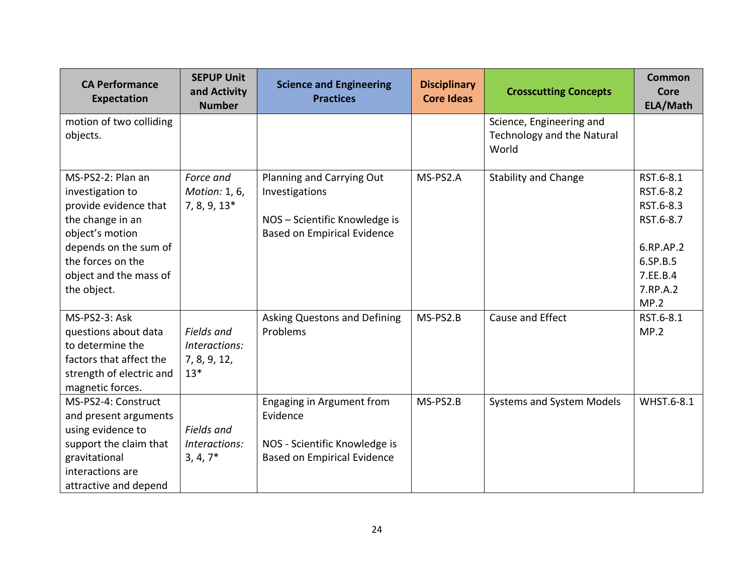| CA Performance Expectation | SEPUP Unit and Activity Number | Science and Engineering Practices | Disciplinary Core Ideas | Crosscutting Concepts | Common Core ELA/Math |
|---|---|---|---|---|---|
| motion of two colliding objects. | | | | Science, Engineering and Technology and the Natural World | |
| MS-PS2-2: Plan an investigation to provide evidence that the change in an object's motion depends on the sum of the forces on the object and the mass of the object. | *Force and Motion:* 1, 6, 7, 8, 9, 13* | Planning and Carrying Out Investigations<br><br>NOS – Scientific Knowledge is Based on Empirical Evidence | MS-PS2.A | Stability and Change | RST.6-8.1<br>RST.6-8.2<br>RST.6-8.3<br>RST.6-8.7<br><br>6.RP.AP.2<br>6.SP.B.5<br>7.EE.B.4<br>7.RP.A.2<br>MP.2 |
| MS-PS2-3: Ask questions about data to determine the factors that affect the strength of electric and magnetic forces. | *Fields and Interactions:* 7, 8, 9, 12, 13* | Asking Questons and Defining Problems | MS-PS2.B | Cause and Effect | RST.6-8.1<br>MP.2 |
| MS-PS2-4: Construct and present arguments using evidence to support the claim that gravitational interactions are attractive and depend | *Fields and Interactions:* 3, 4, 7* | Engaging in Argument from Evidence<br><br>NOS - Scientific Knowledge is Based on Empirical Evidence | MS-PS2.B | Systems and System Models | WHST.6-8.1 |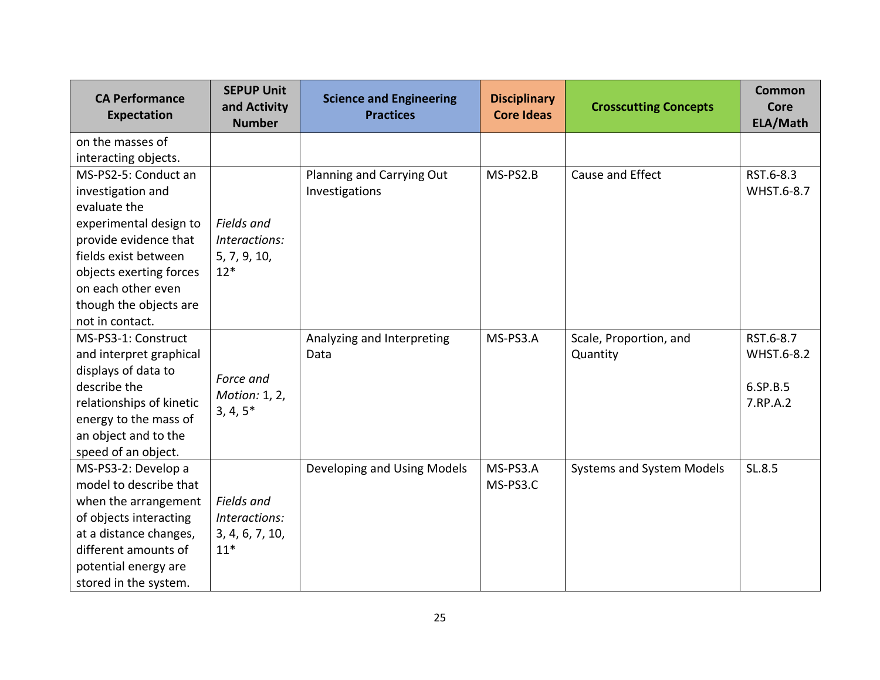| CA Performance Expectation | SEPUP Unit and Activity Number | Science and Engineering Practices | Disciplinary Core Ideas | Crosscutting Concepts | Common Core ELA/Math |
|---|---|---|---|---|---|
| on the masses of interacting objects. | | | | | |
| MS-PS2-5: Conduct an investigation and evaluate the experimental design to provide evidence that fields exist between objects exerting forces on each other even though the objects are not in contact. | *Fields and Interactions:* 5, 7, 9, 10, 12* | Planning and Carrying Out Investigations | MS-PS2.B | Cause and Effect | RST.6-8.3<br>WHST.6-8.7 |
| MS-PS3-1: Construct and interpret graphical displays of data to describe the relationships of kinetic energy to the mass of an object and to the speed of an object. | *Force and Motion:* 1, 2, 3, 4, 5* | Analyzing and Interpreting Data | MS-PS3.A | Scale, Proportion, and Quantity | RST.6-8.7<br>WHST.6-8.2<br><br>6.SP.B.5<br>7.RP.A.2 |
| MS-PS3-2: Develop a model to describe that when the arrangement of objects interacting at a distance changes, different amounts of potential energy are stored in the system. | *Fields and Interactions:* 3, 4, 6, 7, 10, 11* | Developing and Using Models | MS-PS3.A<br>MS-PS3.C | Systems and System Models | SL.8.5 |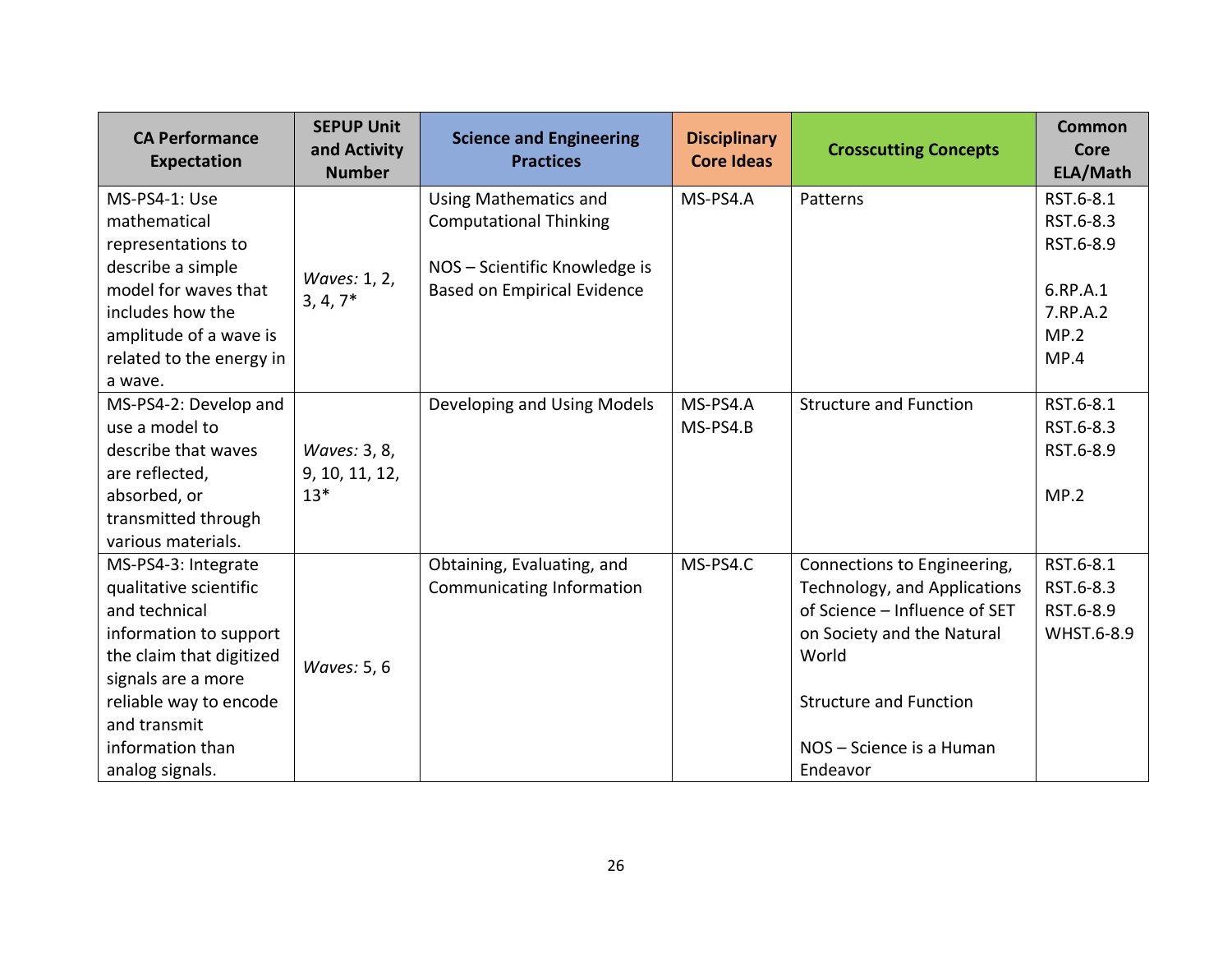| CA Performance Expectation | SEPUP Unit and Activity Number | Science and Engineering Practices | Disciplinary Core Ideas | Crosscutting Concepts | Common Core ELA/Math |
|---|---|---|---|---|---|
| MS-PS4-1: Use mathematical representations to describe a simple model for waves that includes how the amplitude of a wave is related to the energy in a wave. | *Waves:* 1, 2, 3, 4, 7* | Using Mathematics and Computational Thinking<br><br>NOS – Scientific Knowledge is Based on Empirical Evidence | MS-PS4.A | Patterns | RST.6-8.1<br>RST.6-8.3<br>RST.6-8.9<br><br>6.RP.A.1<br>7.RP.A.2<br>MP.2<br>MP.4 |
| MS-PS4-2: Develop and use a model to describe that waves are reflected, absorbed, or transmitted through various materials. | *Waves:* 3, 8, 9, 10, 11, 12, 13* | Developing and Using Models | MS-PS4.A<br>MS-PS4.B | Structure and Function | RST.6-8.1<br>RST.6-8.3<br>RST.6-8.9<br><br>MP.2 |
| MS-PS4-3: Integrate qualitative scientific and technical information to support the claim that digitized signals are a more reliable way to encode and transmit information than analog signals. | *Waves:* 5, 6 | Obtaining, Evaluating, and Communicating Information | MS-PS4.C | Connections to Engineering, Technology, and Applications of Science – Influence of SET on Society and the Natural World<br><br>Structure and Function<br><br>NOS – Science is a Human Endeavor | RST.6-8.1<br>RST.6-8.3<br>RST.6-8.9<br>WHST.6-8.9 |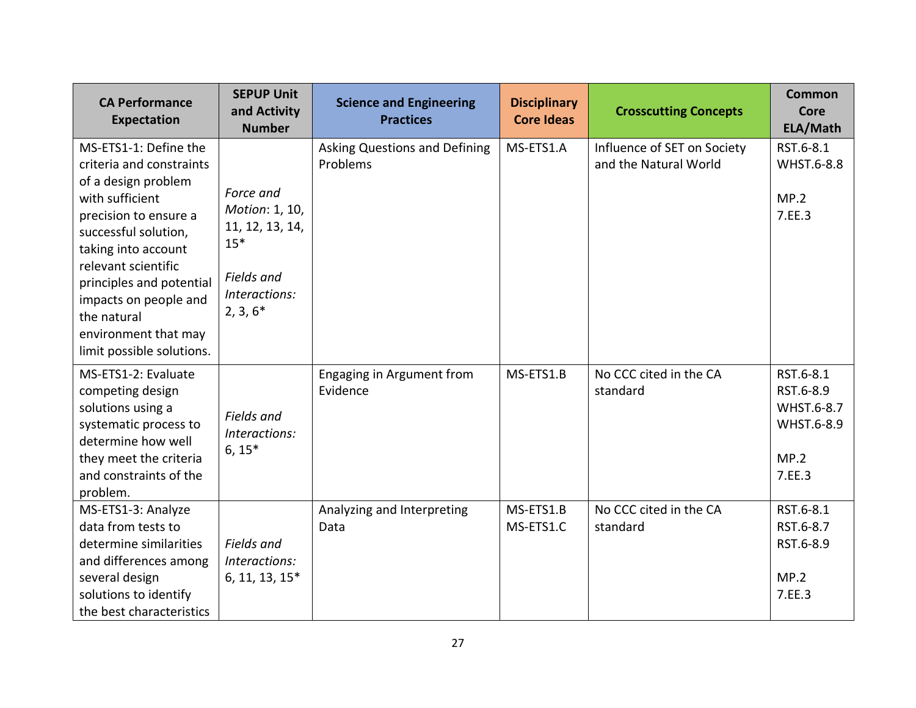| CA Performance Expectation | SEPUP Unit and Activity Number | Science and Engineering Practices | Disciplinary Core Ideas | Crosscutting Concepts | Common Core ELA/Math |
|---|---|---|---|---|---|
| MS-ETS1-1: Define the criteria and constraints of a design problem with sufficient precision to ensure a successful solution, taking into account relevant scientific principles and potential impacts on people and the natural environment that may limit possible solutions. | *Force and Motion*: 1, 10, 11, 12, 13, 14, 15*<br><br>*Fields and Interactions:* 2, 3, 6* | Asking Questions and Defining Problems | MS-ETS1.A | Influence of SET on Society and the Natural World | RST.6-8.1<br>WHST.6-8.8<br><br>MP.2<br>7.EE.3 |
| MS-ETS1-2: Evaluate competing design solutions using a systematic process to determine how well they meet the criteria and constraints of the problem. | *Fields and Interactions:* 6, 15* | Engaging in Argument from Evidence | MS-ETS1.B | No CCC cited in the CA standard | RST.6-8.1<br>RST.6-8.9<br>WHST.6-8.7<br>WHST.6-8.9<br><br>MP.2<br>7.EE.3 |
| MS-ETS1-3: Analyze data from tests to determine similarities and differences among several design solutions to identify the best characteristics | *Fields and Interactions:* 6, 11, 13, 15* | Analyzing and Interpreting Data | MS-ETS1.B<br>MS-ETS1.C | No CCC cited in the CA standard | RST.6-8.1<br>RST.6-8.7<br>RST.6-8.9<br><br>MP.2<br>7.EE.3 |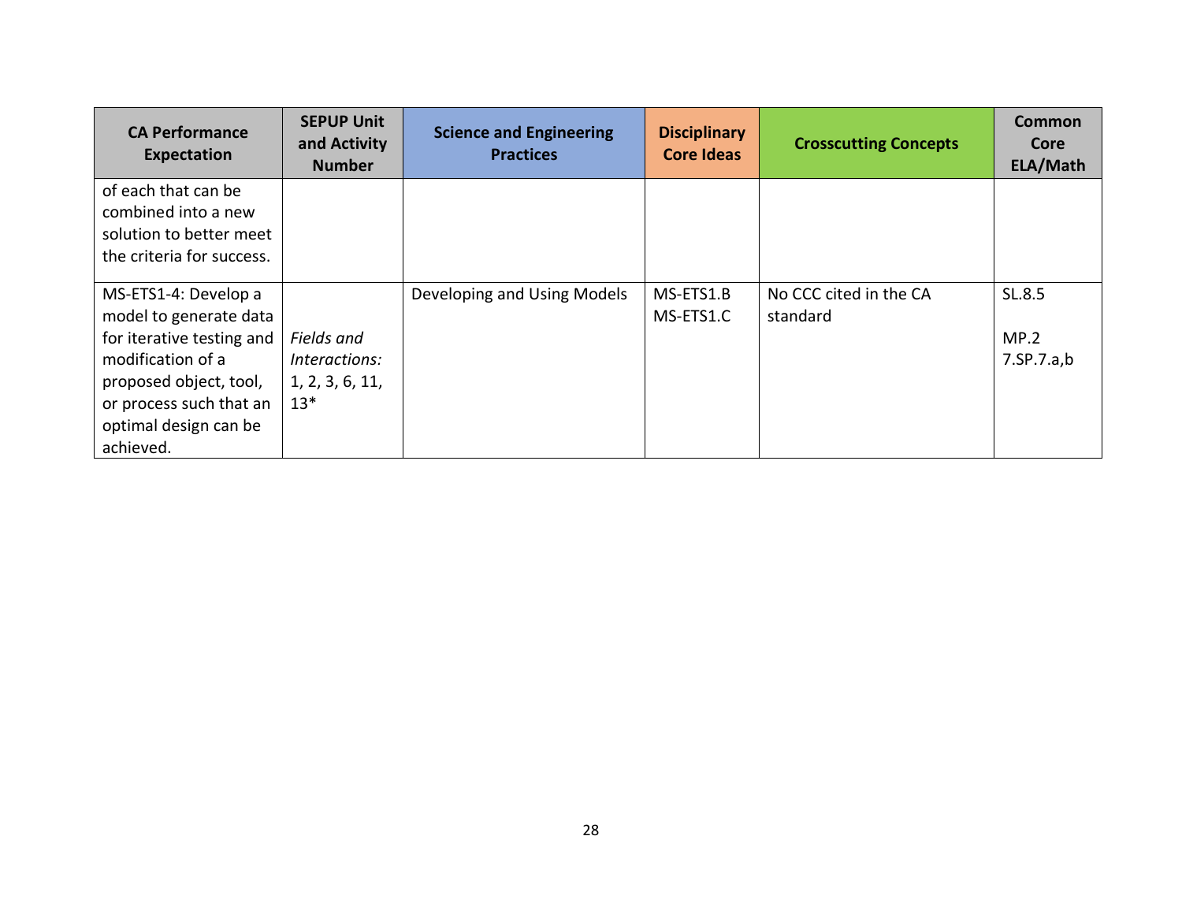| CA Performance Expectation | SEPUP Unit and Activity Number | Science and Engineering Practices | Disciplinary Core Ideas | Crosscutting Concepts | Common Core ELA/Math |
|---|---|---|---|---|---|
| of each that can be combined into a new solution to better meet the criteria for success. | | | | | |
| MS-ETS1-4: Develop a model to generate data for iterative testing and modification of a proposed object, tool, or process such that an optimal design can be achieved. | *Fields and Interactions:* 1, 2, 3, 6, 11, 13* | Developing and Using Models | MS-ETS1.B<br>MS-ETS1.C | No CCC cited in the CA standard | SL.8.5<br><br>MP.2<br>7.SP.7.a,b |